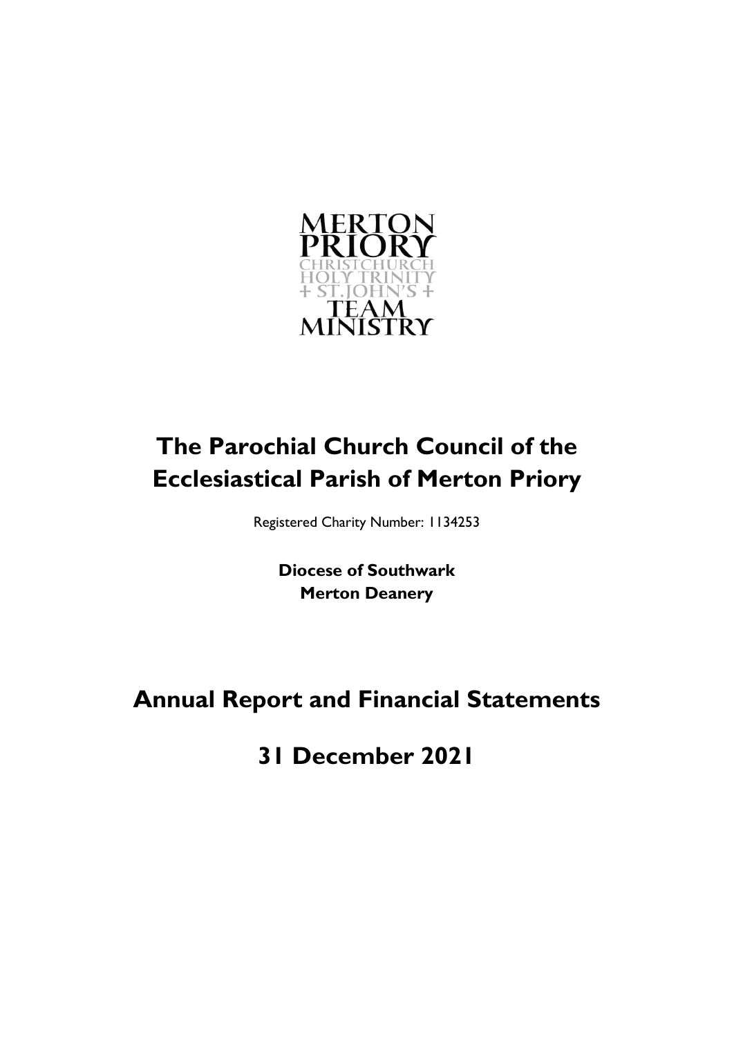MERTON PRIORY
CHRISTCHURCH
HOLY TRINITY
+ ST.JOHN'S +
TEAM
MINISTRY

# The Parochial Church Council of the Ecclesiastical Parish of Merton Priory

Registered Charity Number: 1134253

**Diocese of Southwark**
**Merton Deanery**

# Annual Report and Financial Statements

# 31 December 2021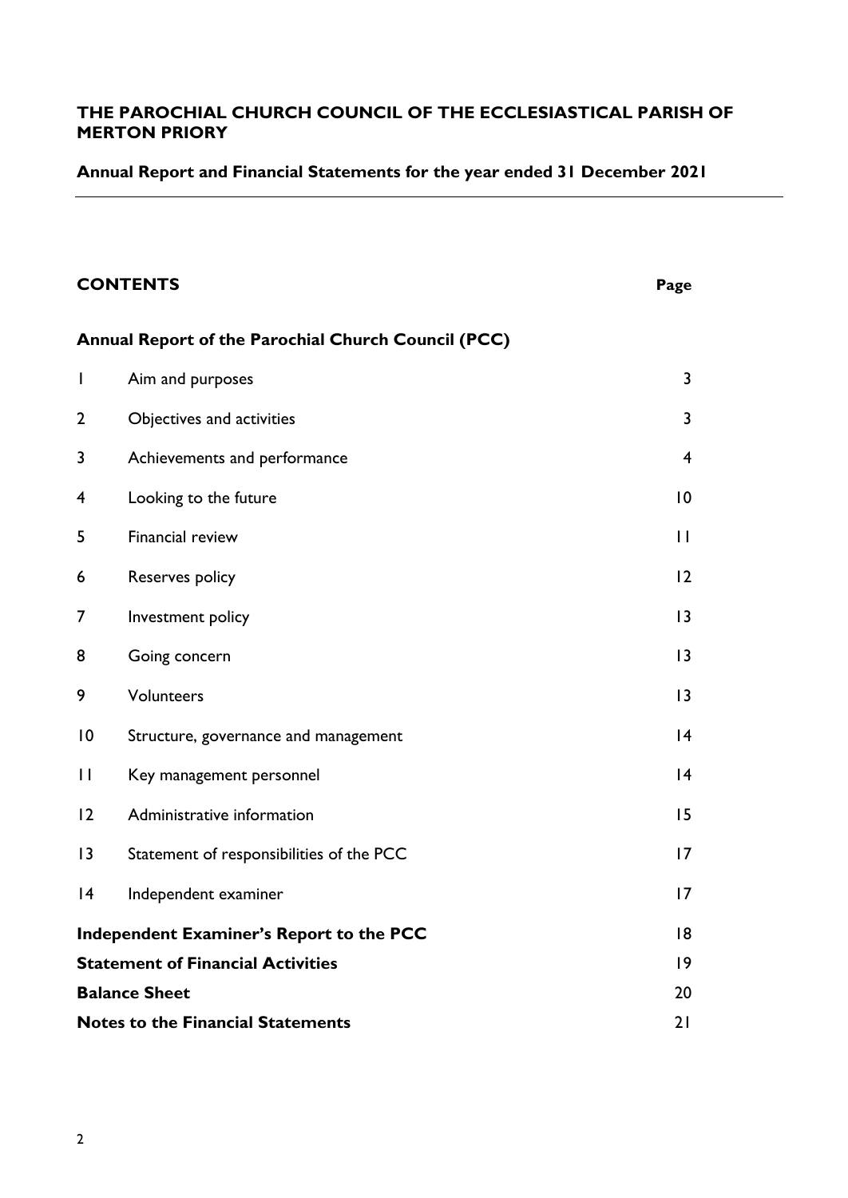**THE PAROCHIAL CHURCH COUNCIL OF THE ECCLESIASTICAL PARISH OF MERTON PRIORY**

**Annual Report and Financial Statements for the year ended 31 December 2021**

---

## CONTENTS

| | | Page |
|---|---|---|
| **Annual Report of the Parochial Church Council (PCC)** | | |
| 1 | Aim and purposes | 3 |
| 2 | Objectives and activities | 3 |
| 3 | Achievements and performance | 4 |
| 4 | Looking to the future | 10 |
| 5 | Financial review | 11 |
| 6 | Reserves policy | 12 |
| 7 | Investment policy | 13 |
| 8 | Going concern | 13 |
| 9 | Volunteers | 13 |
| 10 | Structure, governance and management | 14 |
| 11 | Key management personnel | 14 |
| 12 | Administrative information | 15 |
| 13 | Statement of responsibilities of the PCC | 17 |
| 14 | Independent examiner | 17 |
| **Independent Examiner's Report to the PCC** | | 18 |
| **Statement of Financial Activities** | | 19 |
| **Balance Sheet** | | 20 |
| **Notes to the Financial Statements** | | 21 |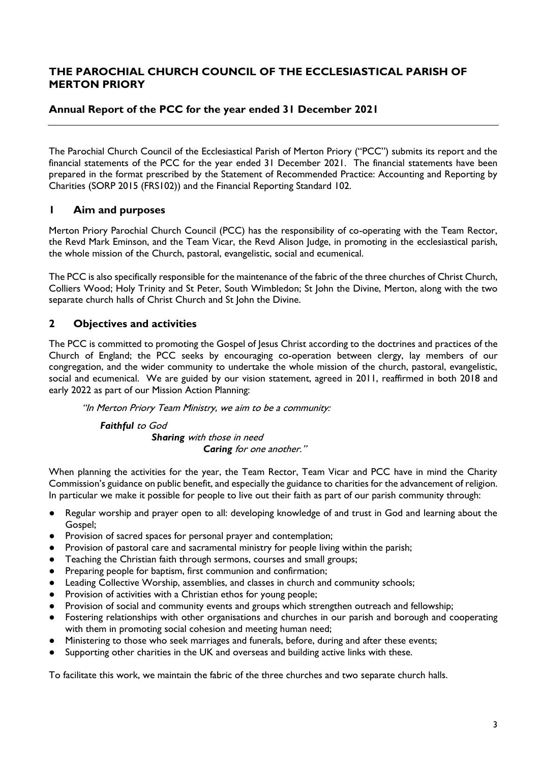# THE PAROCHIAL CHURCH COUNCIL OF THE ECCLESIASTICAL PARISH OF MERTON PRIORY

## Annual Report of the PCC for the year ended 31 December 2021

The Parochial Church Council of the Ecclesiastical Parish of Merton Priory ("PCC") submits its report and the financial statements of the PCC for the year ended 31 December 2021. The financial statements have been prepared in the format prescribed by the Statement of Recommended Practice: Accounting and Reporting by Charities (SORP 2015 (FRS102)) and the Financial Reporting Standard 102.

## 1 Aim and purposes

Merton Priory Parochial Church Council (PCC) has the responsibility of co-operating with the Team Rector, the Revd Mark Eminson, and the Team Vicar, the Revd Alison Judge, in promoting in the ecclesiastical parish, the whole mission of the Church, pastoral, evangelistic, social and ecumenical.

The PCC is also specifically responsible for the maintenance of the fabric of the three churches of Christ Church, Colliers Wood; Holy Trinity and St Peter, South Wimbledon; St John the Divine, Merton, along with the two separate church halls of Christ Church and St John the Divine.

## 2 Objectives and activities

The PCC is committed to promoting the Gospel of Jesus Christ according to the doctrines and practices of the Church of England; the PCC seeks by encouraging co-operation between clergy, lay members of our congregation, and the wider community to undertake the whole mission of the church, pastoral, evangelistic, social and ecumenical. We are guided by our vision statement, agreed in 2011, reaffirmed in both 2018 and early 2022 as part of our Mission Action Planning:

> *"In Merton Priory Team Ministry, we aim to be a community:*
>
> ***Faithful** to God*
> ***Sharing** with those in need*
> ***Caring** for one another."*

When planning the activities for the year, the Team Rector, Team Vicar and PCC have in mind the Charity Commission's guidance on public benefit, and especially the guidance to charities for the advancement of religion. In particular we make it possible for people to live out their faith as part of our parish community through:

- Regular worship and prayer open to all: developing knowledge of and trust in God and learning about the Gospel;
- Provision of sacred spaces for personal prayer and contemplation;
- Provision of pastoral care and sacramental ministry for people living within the parish;
- Teaching the Christian faith through sermons, courses and small groups;
- Preparing people for baptism, first communion and confirmation;
- Leading Collective Worship, assemblies, and classes in church and community schools;
- Provision of activities with a Christian ethos for young people;
- Provision of social and community events and groups which strengthen outreach and fellowship;
- Fostering relationships with other organisations and churches in our parish and borough and cooperating with them in promoting social cohesion and meeting human need;
- Ministering to those who seek marriages and funerals, before, during and after these events;
- Supporting other charities in the UK and overseas and building active links with these.

To facilitate this work, we maintain the fabric of the three churches and two separate church halls.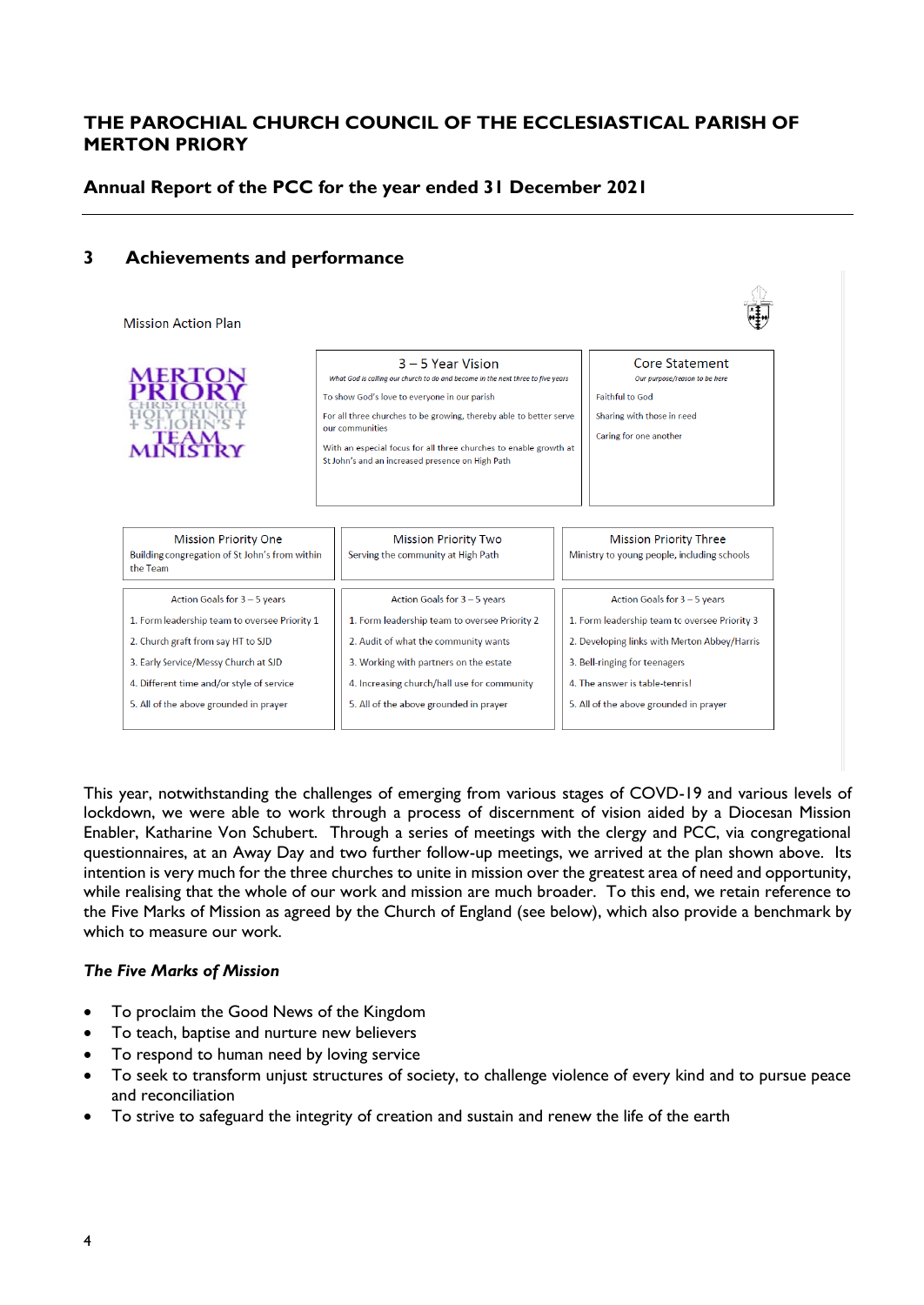# THE PAROCHIAL CHURCH COUNCIL OF THE ECCLESIASTICAL PARISH OF MERTON PRIORY

## Annual Report of the PCC for the year ended 31 December 2021

## 3 Achievements and performance

Mission Action Plan

MERTON PRIORY
CHRIST CHURCH
HOLY TRINITY
+ ST JOHN'S +
TEAM MINISTRY

| 3 – 5 Year Vision | Core Statement |
|---|---|
| *What God is calling our church to do and become in the next three to five years* | *Our purpose/reason to be here* |
| To show God's love to everyone in our parish | Faithful to God |
| For all three churches to be growing, thereby able to better serve our communities | Sharing with those in reed |
| With an especial focus for all three churches to enable growth at St John's and an increased presence on High Path | Caring for one another |

| Mission Priority One | Mission Priority Two | Mission Priority Three |
|---|---|---|
| Building congregation of St John's from within the Team | Serving the community at High Path | Ministry to young people, including schools |
| **Action Goals for 3 – 5 years** | **Action Goals for 3 – 5 years** | **Action Goals for 3 – 5 years** |
| 1. Form leadership team to oversee Priority 1 | 1. Form leadership team to oversee Priority 2 | 1. Form leadership team to oversee Priority 3 |
| 2. Church graft from say HT to SJD | 2. Audit of what the community wants | 2. Developing links with Merton Abbey/Harris |
| 3. Early Service/Messy Church at SJD | 3. Working with partners on the estate | 3. Bell-ringing for teenagers |
| 4. Different time and/or style of service | 4. Increasing church/hall use for community | 4. The answer is table-tennis! |
| 5. All of the above grounded in prayer | 5. All of the above grounded in prayer | 5. All of the above grounded in prayer |

This year, notwithstanding the challenges of emerging from various stages of COVID-19 and various levels of lockdown, we were able to work through a process of discernment of vision aided by a Diocesan Mission Enabler, Katharine Von Schubert. Through a series of meetings with the clergy and PCC, via congregational questionnaires, at an Away Day and two further follow-up meetings, we arrived at the plan shown above. Its intention is very much for the three churches to unite in mission over the greatest area of need and opportunity, while realising that the whole of our work and mission are much broader. To this end, we retain reference to the Five Marks of Mission as agreed by the Church of England (see below), which also provide a benchmark by which to measure our work.

### *The Five Marks of Mission*

- To proclaim the Good News of the Kingdom
- To teach, baptise and nurture new believers
- To respond to human need by loving service
- To seek to transform unjust structures of society, to challenge violence of every kind and to pursue peace and reconciliation
- To strive to safeguard the integrity of creation and sustain and renew the life of the earth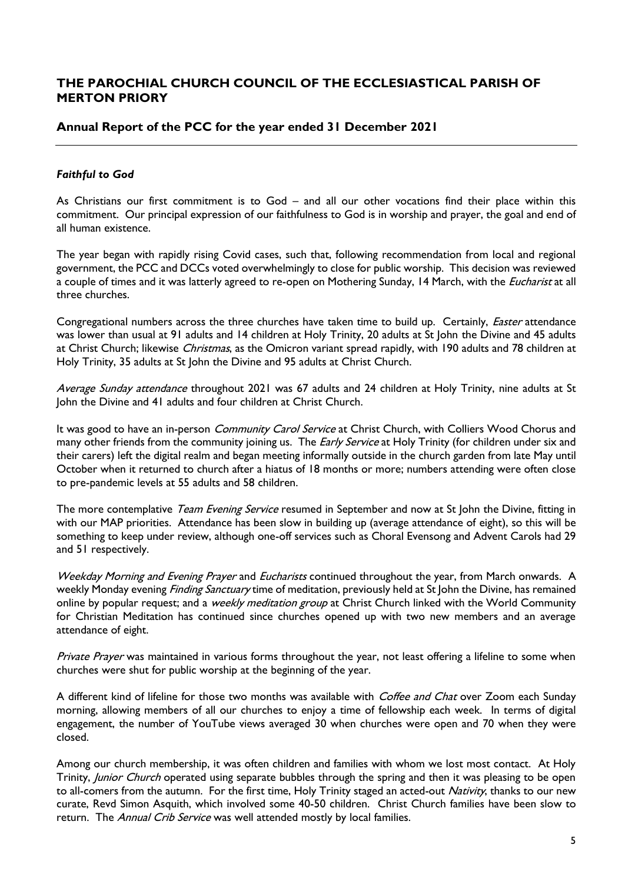## THE PAROCHIAL CHURCH COUNCIL OF THE ECCLESIASTICAL PARISH OF MERTON PRIORY

### Annual Report of the PCC for the year ended 31 December 2021

---

***Faithful to God***

As Christians our first commitment is to God – and all our other vocations find their place within this commitment. Our principal expression of our faithfulness to God is in worship and prayer, the goal and end of all human existence.

The year began with rapidly rising Covid cases, such that, following recommendation from local and regional government, the PCC and DCCs voted overwhelmingly to close for public worship. This decision was reviewed a couple of times and it was latterly agreed to re-open on Mothering Sunday, 14 March, with the *Eucharist* at all three churches.

Congregational numbers across the three churches have taken time to build up. Certainly, *Easter* attendance was lower than usual at 91 adults and 14 children at Holy Trinity, 20 adults at St John the Divine and 45 adults at Christ Church; likewise *Christmas*, as the Omicron variant spread rapidly, with 190 adults and 78 children at Holy Trinity, 35 adults at St John the Divine and 95 adults at Christ Church.

*Average Sunday attendance* throughout 2021 was 67 adults and 24 children at Holy Trinity, nine adults at St John the Divine and 41 adults and four children at Christ Church.

It was good to have an in-person *Community Carol Service* at Christ Church, with Colliers Wood Chorus and many other friends from the community joining us. The *Early Service* at Holy Trinity (for children under six and their carers) left the digital realm and began meeting informally outside in the church garden from late May until October when it returned to church after a hiatus of 18 months or more; numbers attending were often close to pre-pandemic levels at 55 adults and 58 children.

The more contemplative *Team Evening Service* resumed in September and now at St John the Divine, fitting in with our MAP priorities. Attendance has been slow in building up (average attendance of eight), so this will be something to keep under review, although one-off services such as Choral Evensong and Advent Carols had 29 and 51 respectively.

*Weekday Morning and Evening Prayer* and *Eucharists* continued throughout the year, from March onwards. A weekly Monday evening *Finding Sanctuary* time of meditation, previously held at St John the Divine, has remained online by popular request; and a *weekly meditation group* at Christ Church linked with the World Community for Christian Meditation has continued since churches opened up with two new members and an average attendance of eight.

*Private Prayer* was maintained in various forms throughout the year, not least offering a lifeline to some when churches were shut for public worship at the beginning of the year.

A different kind of lifeline for those two months was available with *Coffee and Chat* over Zoom each Sunday morning, allowing members of all our churches to enjoy a time of fellowship each week. In terms of digital engagement, the number of YouTube views averaged 30 when churches were open and 70 when they were closed.

Among our church membership, it was often children and families with whom we lost most contact. At Holy Trinity, *Junior Church* operated using separate bubbles through the spring and then it was pleasing to be open to all-comers from the autumn. For the first time, Holy Trinity staged an acted-out *Nativity*, thanks to our new curate, Revd Simon Asquith, which involved some 40-50 children. Christ Church families have been slow to return. The *Annual Crib Service* was well attended mostly by local families.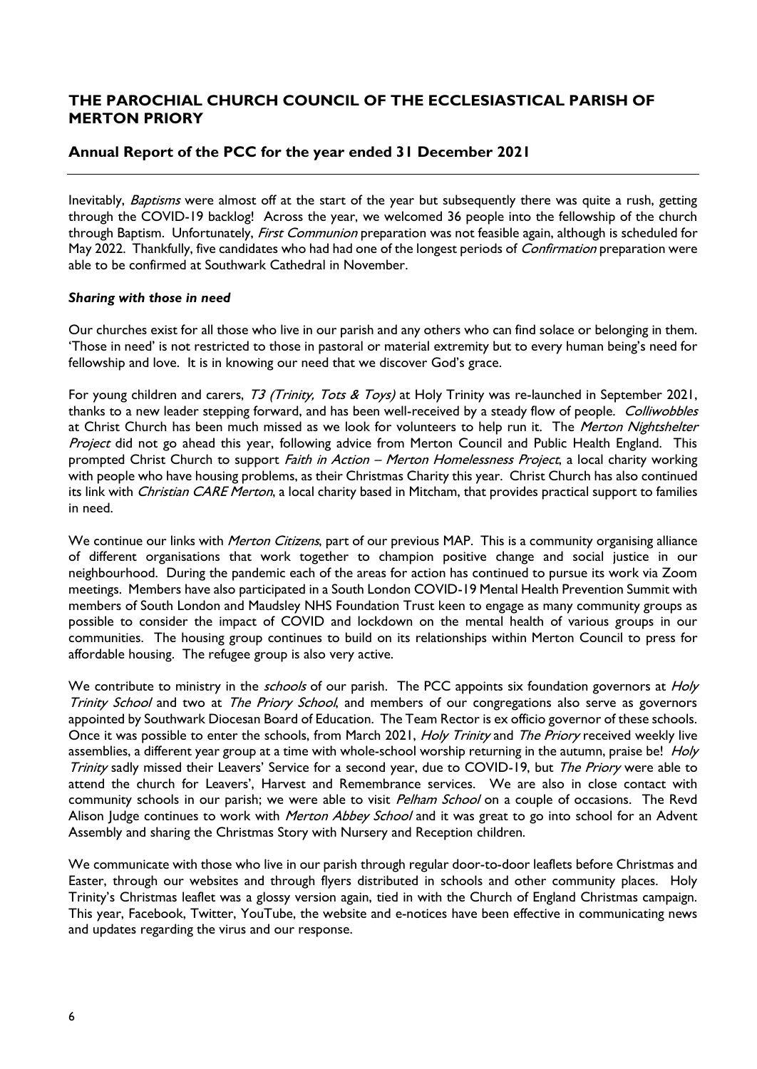## THE PAROCHIAL CHURCH COUNCIL OF THE ECCLESIASTICAL PARISH OF MERTON PRIORY

### Annual Report of the PCC for the year ended 31 December 2021

Inevitably, *Baptisms* were almost off at the start of the year but subsequently there was quite a rush, getting through the COVID-19 backlog! Across the year, we welcomed 36 people into the fellowship of the church through Baptism. Unfortunately, *First Communion* preparation was not feasible again, although is scheduled for May 2022. Thankfully, five candidates who had had one of the longest periods of *Confirmation* preparation were able to be confirmed at Southwark Cathedral in November.

***Sharing with those in need***

Our churches exist for all those who live in our parish and any others who can find solace or belonging in them. 'Those in need' is not restricted to those in pastoral or material extremity but to every human being's need for fellowship and love. It is in knowing our need that we discover God's grace.

For young children and carers, *T3 (Trinity, Tots & Toys)* at Holy Trinity was re-launched in September 2021, thanks to a new leader stepping forward, and has been well-received by a steady flow of people. *Colliwobbles* at Christ Church has been much missed as we look for volunteers to help run it. The *Merton Nightshelter Project* did not go ahead this year, following advice from Merton Council and Public Health England. This prompted Christ Church to support *Faith in Action – Merton Homelessness Project*, a local charity working with people who have housing problems, as their Christmas Charity this year. Christ Church has also continued its link with *Christian CARE Merton*, a local charity based in Mitcham, that provides practical support to families in need.

We continue our links with *Merton Citizens*, part of our previous MAP. This is a community organising alliance of different organisations that work together to champion positive change and social justice in our neighbourhood. During the pandemic each of the areas for action has continued to pursue its work via Zoom meetings. Members have also participated in a South London COVID-19 Mental Health Prevention Summit with members of South London and Maudsley NHS Foundation Trust keen to engage as many community groups as possible to consider the impact of COVID and lockdown on the mental health of various groups in our communities. The housing group continues to build on its relationships within Merton Council to press for affordable housing. The refugee group is also very active.

We contribute to ministry in the *schools* of our parish. The PCC appoints six foundation governors at *Holy Trinity School* and two at *The Priory School*, and members of our congregations also serve as governors appointed by Southwark Diocesan Board of Education. The Team Rector is ex officio governor of these schools. Once it was possible to enter the schools, from March 2021, *Holy Trinity* and *The Priory* received weekly live assemblies, a different year group at a time with whole-school worship returning in the autumn, praise be! *Holy Trinity* sadly missed their Leavers' Service for a second year, due to COVID-19, but *The Priory* were able to attend the church for Leavers', Harvest and Remembrance services. We are also in close contact with community schools in our parish; we were able to visit *Pelham School* on a couple of occasions. The Revd Alison Judge continues to work with *Merton Abbey School* and it was great to go into school for an Advent Assembly and sharing the Christmas Story with Nursery and Reception children.

We communicate with those who live in our parish through regular door-to-door leaflets before Christmas and Easter, through our websites and through flyers distributed in schools and other community places. Holy Trinity's Christmas leaflet was a glossy version again, tied in with the Church of England Christmas campaign. This year, Facebook, Twitter, YouTube, the website and e-notices have been effective in communicating news and updates regarding the virus and our response.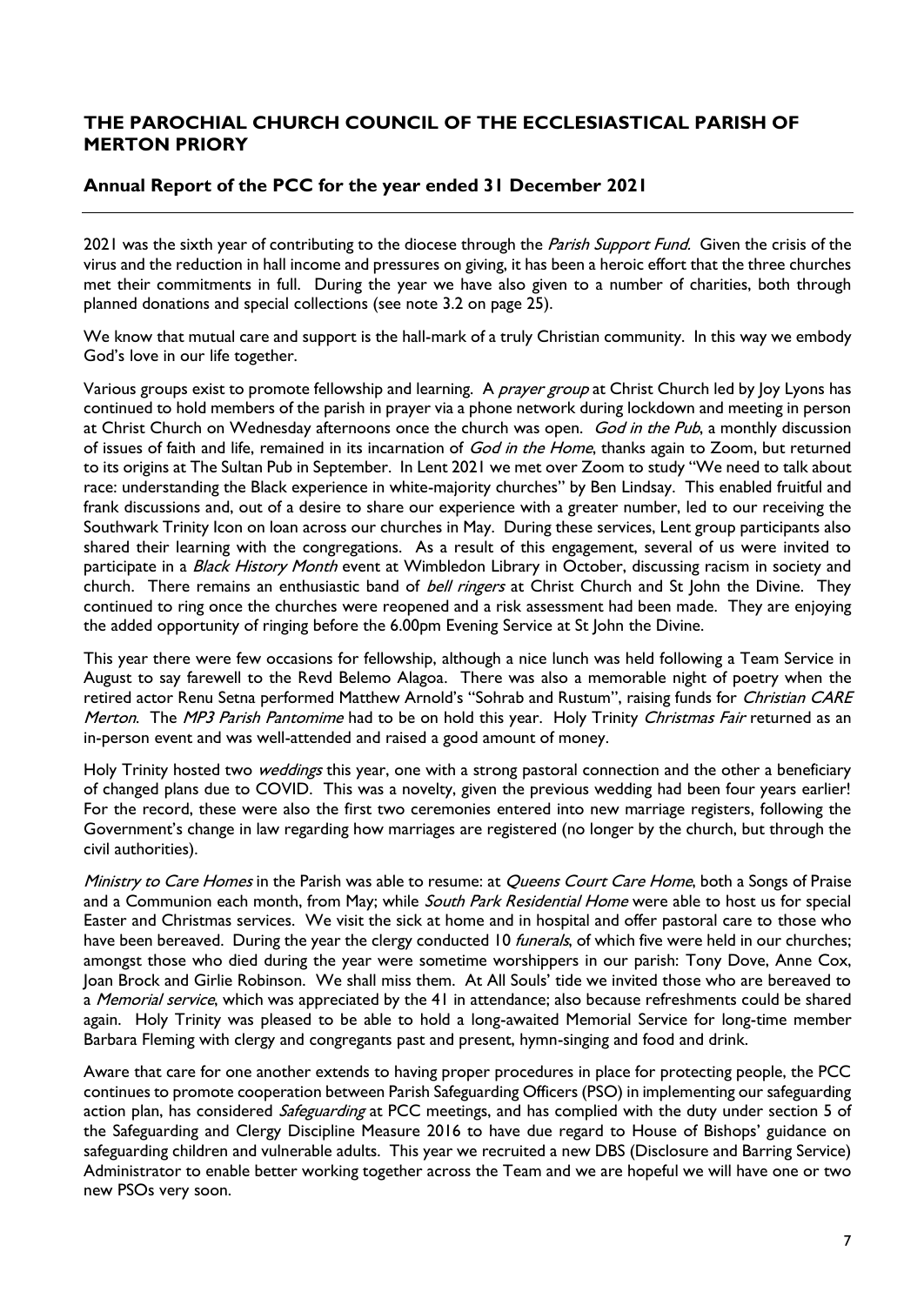## THE PAROCHIAL CHURCH COUNCIL OF THE ECCLESIASTICAL PARISH OF MERTON PRIORY

### Annual Report of the PCC for the year ended 31 December 2021

---

2021 was the sixth year of contributing to the diocese through the *Parish Support Fund*. Given the crisis of the virus and the reduction in hall income and pressures on giving, it has been a heroic effort that the three churches met their commitments in full. During the year we have also given to a number of charities, both through planned donations and special collections (see note 3.2 on page 25).

We know that mutual care and support is the hall-mark of a truly Christian community. In this way we embody God's love in our life together.

Various groups exist to promote fellowship and learning. A *prayer group* at Christ Church led by Joy Lyons has continued to hold members of the parish in prayer via a phone network during lockdown and meeting in person at Christ Church on Wednesday afternoons once the church was open. *God in the Pub*, a monthly discussion of issues of faith and life, remained in its incarnation of *God in the Home*, thanks again to Zoom, but returned to its origins at The Sultan Pub in September. In Lent 2021 we met over Zoom to study "We need to talk about race: understanding the Black experience in white-majority churches" by Ben Lindsay. This enabled fruitful and frank discussions and, out of a desire to share our experience with a greater number, led to our receiving the Southwark Trinity Icon on loan across our churches in May. During these services, Lent group participants also shared their learning with the congregations. As a result of this engagement, several of us were invited to participate in a *Black History Month* event at Wimbledon Library in October, discussing racism in society and church. There remains an enthusiastic band of *bell ringers* at Christ Church and St John the Divine. They continued to ring once the churches were reopened and a risk assessment had been made. They are enjoying the added opportunity of ringing before the 6.00pm Evening Service at St John the Divine.

This year there were few occasions for fellowship, although a nice lunch was held following a Team Service in August to say farewell to the Revd Belemo Alagoa. There was also a memorable night of poetry when the retired actor Renu Setna performed Matthew Arnold's "Sohrab and Rustum", raising funds for *Christian CARE Merton*. The *MP3 Parish Pantomime* had to be on hold this year. Holy Trinity *Christmas Fair* returned as an in-person event and was well-attended and raised a good amount of money.

Holy Trinity hosted two *weddings* this year, one with a strong pastoral connection and the other a beneficiary of changed plans due to COVID. This was a novelty, given the previous wedding had been four years earlier! For the record, these were also the first two ceremonies entered into new marriage registers, following the Government's change in law regarding how marriages are registered (no longer by the church, but through the civil authorities).

*Ministry to Care Homes* in the Parish was able to resume: at *Queens Court Care Home*, both a Songs of Praise and a Communion each month, from May; while *South Park Residential Home* were able to host us for special Easter and Christmas services. We visit the sick at home and in hospital and offer pastoral care to those who have been bereaved. During the year the clergy conducted 10 *funerals*, of which five were held in our churches; amongst those who died during the year were sometime worshippers in our parish: Tony Dove, Anne Cox, Joan Brock and Girlie Robinson. We shall miss them. At All Souls' tide we invited those who are bereaved to a *Memorial service*, which was appreciated by the 41 in attendance; also because refreshments could be shared again. Holy Trinity was pleased to be able to hold a long-awaited Memorial Service for long-time member Barbara Fleming with clergy and congregants past and present, hymn-singing and food and drink.

Aware that care for one another extends to having proper procedures in place for protecting people, the PCC continues to promote cooperation between Parish Safeguarding Officers (PSO) in implementing our safeguarding action plan, has considered *Safeguarding* at PCC meetings, and has complied with the duty under section 5 of the Safeguarding and Clergy Discipline Measure 2016 to have due regard to House of Bishops' guidance on safeguarding children and vulnerable adults. This year we recruited a new DBS (Disclosure and Barring Service) Administrator to enable better working together across the Team and we are hopeful we will have one or two new PSOs very soon.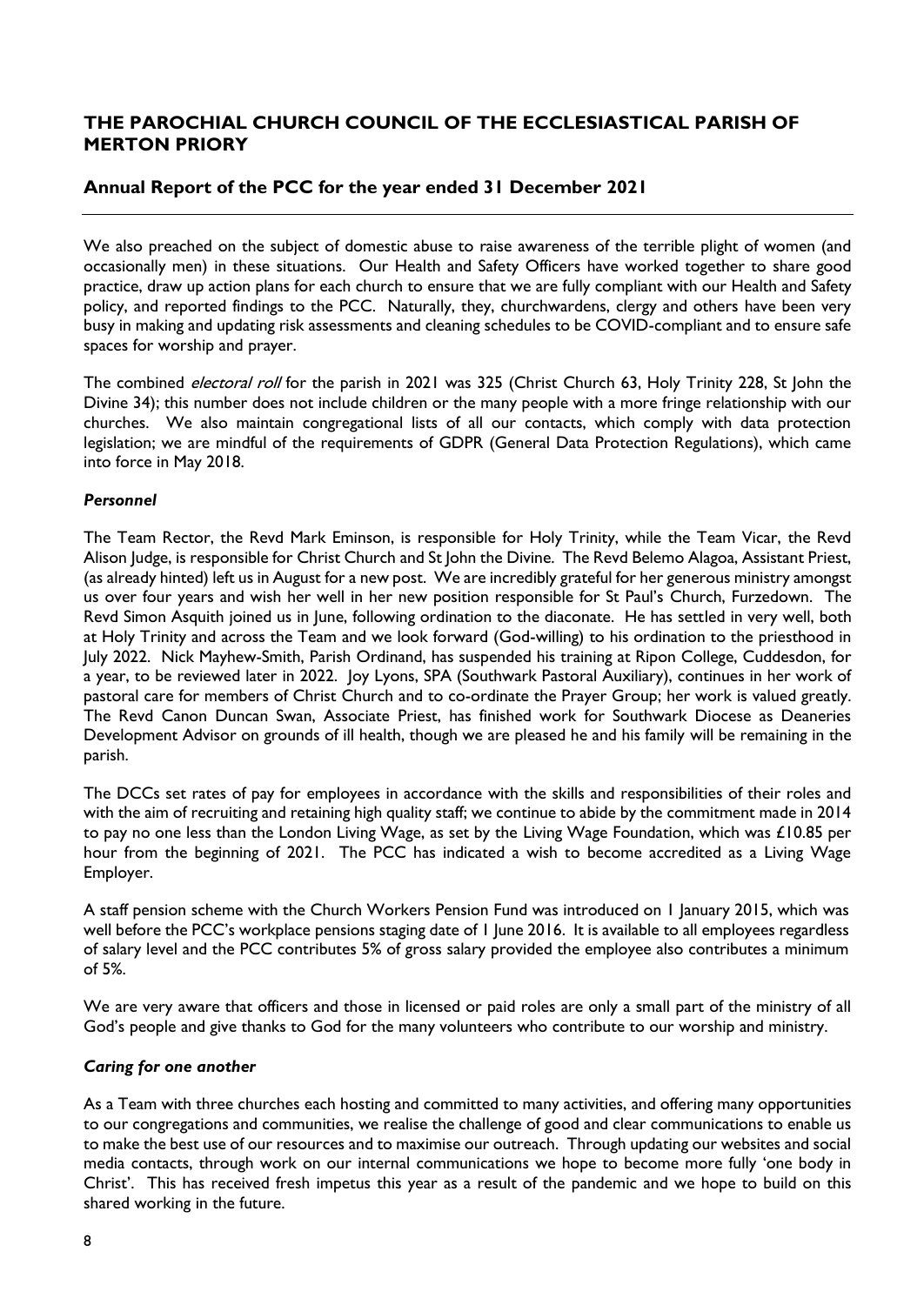We also preached on the subject of domestic abuse to raise awareness of the terrible plight of women (and occasionally men) in these situations. Our Health and Safety Officers have worked together to share good practice, draw up action plans for each church to ensure that we are fully compliant with our Health and Safety policy, and reported findings to the PCC. Naturally, they, churchwardens, clergy and others have been very busy in making and updating risk assessments and cleaning schedules to be COVID-compliant and to ensure safe spaces for worship and prayer.

The combined *electoral roll* for the parish in 2021 was 325 (Christ Church 63, Holy Trinity 228, St John the Divine 34); this number does not include children or the many people with a more fringe relationship with our churches. We also maintain congregational lists of all our contacts, which comply with data protection legislation; we are mindful of the requirements of GDPR (General Data Protection Regulations), which came into force in May 2018.

### *Personnel*

The Team Rector, the Revd Mark Eminson, is responsible for Holy Trinity, while the Team Vicar, the Revd Alison Judge, is responsible for Christ Church and St John the Divine. The Revd Belemo Alagoa, Assistant Priest, (as already hinted) left us in August for a new post. We are incredibly grateful for her generous ministry amongst us over four years and wish her well in her new position responsible for St Paul's Church, Furzedown. The Revd Simon Asquith joined us in June, following ordination to the diaconate. He has settled in very well, both at Holy Trinity and across the Team and we look forward (God-willing) to his ordination to the priesthood in July 2022. Nick Mayhew-Smith, Parish Ordinand, has suspended his training at Ripon College, Cuddesdon, for a year, to be reviewed later in 2022. Joy Lyons, SPA (Southwark Pastoral Auxiliary), continues in her work of pastoral care for members of Christ Church and to co-ordinate the Prayer Group; her work is valued greatly. The Revd Canon Duncan Swan, Associate Priest, has finished work for Southwark Diocese as Deaneries Development Advisor on grounds of ill health, though we are pleased he and his family will be remaining in the parish.

The DCCs set rates of pay for employees in accordance with the skills and responsibilities of their roles and with the aim of recruiting and retaining high quality staff; we continue to abide by the commitment made in 2014 to pay no one less than the London Living Wage, as set by the Living Wage Foundation, which was £10.85 per hour from the beginning of 2021. The PCC has indicated a wish to become accredited as a Living Wage Employer.

A staff pension scheme with the Church Workers Pension Fund was introduced on 1 January 2015, which was well before the PCC's workplace pensions staging date of 1 June 2016. It is available to all employees regardless of salary level and the PCC contributes 5% of gross salary provided the employee also contributes a minimum of 5%.

We are very aware that officers and those in licensed or paid roles are only a small part of the ministry of all God's people and give thanks to God for the many volunteers who contribute to our worship and ministry.

### *Caring for one another*

As a Team with three churches each hosting and committed to many activities, and offering many opportunities to our congregations and communities, we realise the challenge of good and clear communications to enable us to make the best use of our resources and to maximise our outreach. Through updating our websites and social media contacts, through work on our internal communications we hope to become more fully 'one body in Christ'. This has received fresh impetus this year as a result of the pandemic and we hope to build on this shared working in the future.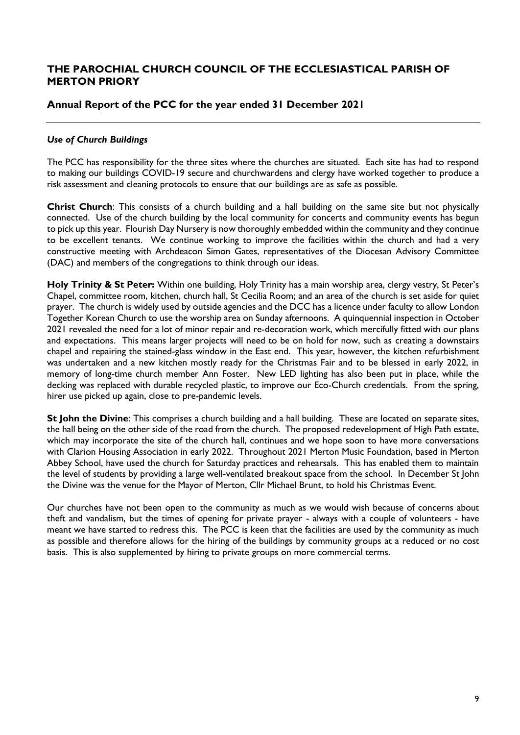# THE PAROCHIAL CHURCH COUNCIL OF THE ECCLESIASTICAL PARISH OF MERTON PRIORY

## Annual Report of the PCC for the year ended 31 December 2021

### *Use of Church Buildings*

The PCC has responsibility for the three sites where the churches are situated. Each site has had to respond to making our buildings COVID-19 secure and churchwardens and clergy have worked together to produce a risk assessment and cleaning protocols to ensure that our buildings are as safe as possible.

**Christ Church**: This consists of a church building and a hall building on the same site but not physically connected. Use of the church building by the local community for concerts and community events has begun to pick up this year. Flourish Day Nursery is now thoroughly embedded within the community and they continue to be excellent tenants. We continue working to improve the facilities within the church and had a very constructive meeting with Archdeacon Simon Gates, representatives of the Diocesan Advisory Committee (DAC) and members of the congregations to think through our ideas.

**Holy Trinity & St Peter:** Within one building, Holy Trinity has a main worship area, clergy vestry, St Peter's Chapel, committee room, kitchen, church hall, St Cecilia Room; and an area of the church is set aside for quiet prayer. The church is widely used by outside agencies and the DCC has a licence under faculty to allow London Together Korean Church to use the worship area on Sunday afternoons. A quinquennial inspection in October 2021 revealed the need for a lot of minor repair and re-decoration work, which mercifully fitted with our plans and expectations. This means larger projects will need to be on hold for now, such as creating a downstairs chapel and repairing the stained-glass window in the East end. This year, however, the kitchen refurbishment was undertaken and a new kitchen mostly ready for the Christmas Fair and to be blessed in early 2022, in memory of long-time church member Ann Foster. New LED lighting has also been put in place, while the decking was replaced with durable recycled plastic, to improve our Eco-Church credentials. From the spring, hirer use picked up again, close to pre-pandemic levels.

**St John the Divine**: This comprises a church building and a hall building. These are located on separate sites, the hall being on the other side of the road from the church. The proposed redevelopment of High Path estate, which may incorporate the site of the church hall, continues and we hope soon to have more conversations with Clarion Housing Association in early 2022. Throughout 2021 Merton Music Foundation, based in Merton Abbey School, have used the church for Saturday practices and rehearsals. This has enabled them to maintain the level of students by providing a large well-ventilated breakout space from the school. In December St John the Divine was the venue for the Mayor of Merton, Cllr Michael Brunt, to hold his Christmas Event.

Our churches have not been open to the community as much as we would wish because of concerns about theft and vandalism, but the times of opening for private prayer - always with a couple of volunteers - have meant we have started to redress this. The PCC is keen that the facilities are used by the community as much as possible and therefore allows for the hiring of the buildings by community groups at a reduced or no cost basis. This is also supplemented by hiring to private groups on more commercial terms.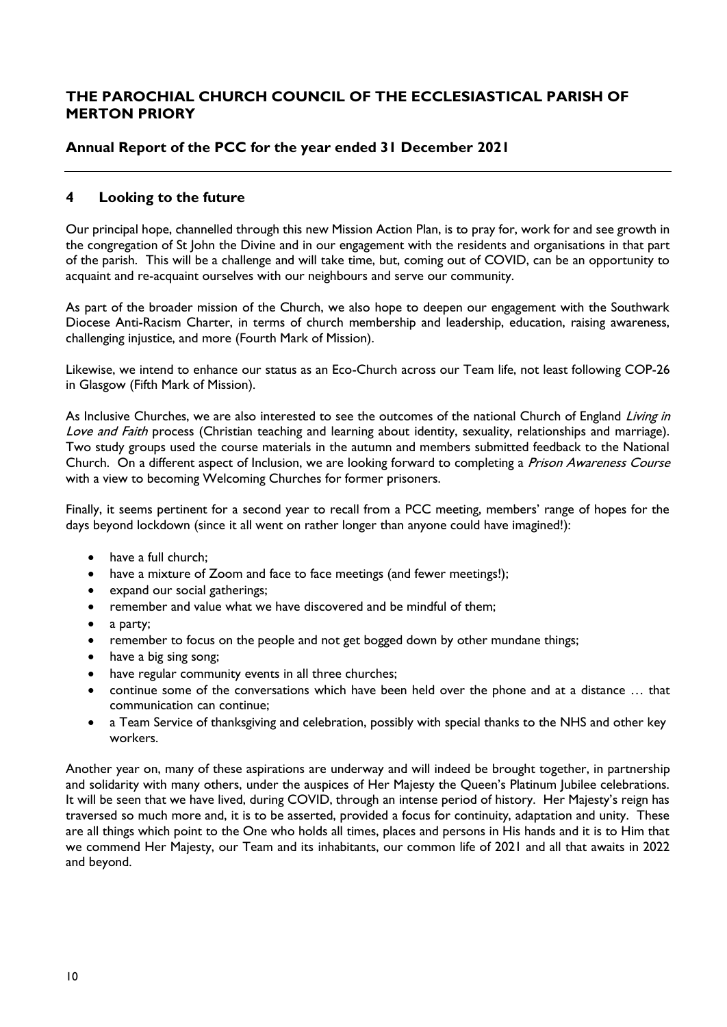# THE PAROCHIAL CHURCH COUNCIL OF THE ECCLESIASTICAL PARISH OF MERTON PRIORY

## Annual Report of the PCC for the year ended 31 December 2021

## 4 Looking to the future

Our principal hope, channelled through this new Mission Action Plan, is to pray for, work for and see growth in the congregation of St John the Divine and in our engagement with the residents and organisations in that part of the parish. This will be a challenge and will take time, but, coming out of COVID, can be an opportunity to acquaint and re-acquaint ourselves with our neighbours and serve our community.

As part of the broader mission of the Church, we also hope to deepen our engagement with the Southwark Diocese Anti-Racism Charter, in terms of church membership and leadership, education, raising awareness, challenging injustice, and more (Fourth Mark of Mission).

Likewise, we intend to enhance our status as an Eco-Church across our Team life, not least following COP-26 in Glasgow (Fifth Mark of Mission).

As Inclusive Churches, we are also interested to see the outcomes of the national Church of England *Living in Love and Faith* process (Christian teaching and learning about identity, sexuality, relationships and marriage). Two study groups used the course materials in the autumn and members submitted feedback to the National Church. On a different aspect of Inclusion, we are looking forward to completing a *Prison Awareness Course* with a view to becoming Welcoming Churches for former prisoners.

Finally, it seems pertinent for a second year to recall from a PCC meeting, members' range of hopes for the days beyond lockdown (since it all went on rather longer than anyone could have imagined!):

- have a full church;
- have a mixture of Zoom and face to face meetings (and fewer meetings!);
- expand our social gatherings;
- remember and value what we have discovered and be mindful of them;
- a party;
- remember to focus on the people and not get bogged down by other mundane things;
- have a big sing song;
- have regular community events in all three churches;
- continue some of the conversations which have been held over the phone and at a distance … that communication can continue;
- a Team Service of thanksgiving and celebration, possibly with special thanks to the NHS and other key workers.

Another year on, many of these aspirations are underway and will indeed be brought together, in partnership and solidarity with many others, under the auspices of Her Majesty the Queen's Platinum Jubilee celebrations. It will be seen that we have lived, during COVID, through an intense period of history. Her Majesty's reign has traversed so much more and, it is to be asserted, provided a focus for continuity, adaptation and unity. These are all things which point to the One who holds all times, places and persons in His hands and it is to Him that we commend Her Majesty, our Team and its inhabitants, our common life of 2021 and all that awaits in 2022 and beyond.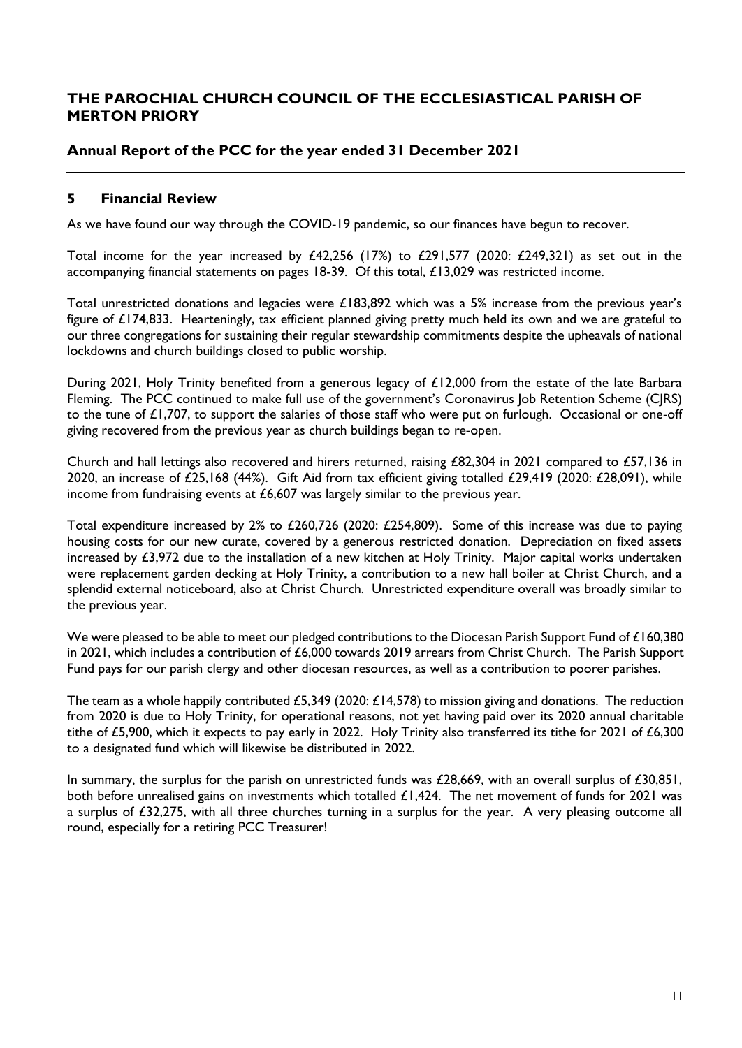# THE PAROCHIAL CHURCH COUNCIL OF THE ECCLESIASTICAL PARISH OF MERTON PRIORY

## Annual Report of the PCC for the year ended 31 December 2021

## 5 Financial Review

As we have found our way through the COVID-19 pandemic, so our finances have begun to recover.

Total income for the year increased by £42,256 (17%) to £291,577 (2020: £249,321) as set out in the accompanying financial statements on pages 18-39. Of this total, £13,029 was restricted income.

Total unrestricted donations and legacies were £183,892 which was a 5% increase from the previous year's figure of £174,833. Hearteningly, tax efficient planned giving pretty much held its own and we are grateful to our three congregations for sustaining their regular stewardship commitments despite the upheavals of national lockdowns and church buildings closed to public worship.

During 2021, Holy Trinity benefited from a generous legacy of £12,000 from the estate of the late Barbara Fleming. The PCC continued to make full use of the government's Coronavirus Job Retention Scheme (CJRS) to the tune of £1,707, to support the salaries of those staff who were put on furlough. Occasional or one-off giving recovered from the previous year as church buildings began to re-open.

Church and hall lettings also recovered and hirers returned, raising £82,304 in 2021 compared to £57,136 in 2020, an increase of £25,168 (44%). Gift Aid from tax efficient giving totalled £29,419 (2020: £28,091), while income from fundraising events at £6,607 was largely similar to the previous year.

Total expenditure increased by 2% to £260,726 (2020: £254,809). Some of this increase was due to paying housing costs for our new curate, covered by a generous restricted donation. Depreciation on fixed assets increased by £3,972 due to the installation of a new kitchen at Holy Trinity. Major capital works undertaken were replacement garden decking at Holy Trinity, a contribution to a new hall boiler at Christ Church, and a splendid external noticeboard, also at Christ Church. Unrestricted expenditure overall was broadly similar to the previous year.

We were pleased to be able to meet our pledged contributions to the Diocesan Parish Support Fund of £160,380 in 2021, which includes a contribution of £6,000 towards 2019 arrears from Christ Church. The Parish Support Fund pays for our parish clergy and other diocesan resources, as well as a contribution to poorer parishes.

The team as a whole happily contributed £5,349 (2020: £14,578) to mission giving and donations. The reduction from 2020 is due to Holy Trinity, for operational reasons, not yet having paid over its 2020 annual charitable tithe of £5,900, which it expects to pay early in 2022. Holy Trinity also transferred its tithe for 2021 of £6,300 to a designated fund which will likewise be distributed in 2022.

In summary, the surplus for the parish on unrestricted funds was £28,669, with an overall surplus of £30,851, both before unrealised gains on investments which totalled £1,424. The net movement of funds for 2021 was a surplus of £32,275, with all three churches turning in a surplus for the year. A very pleasing outcome all round, especially for a retiring PCC Treasurer!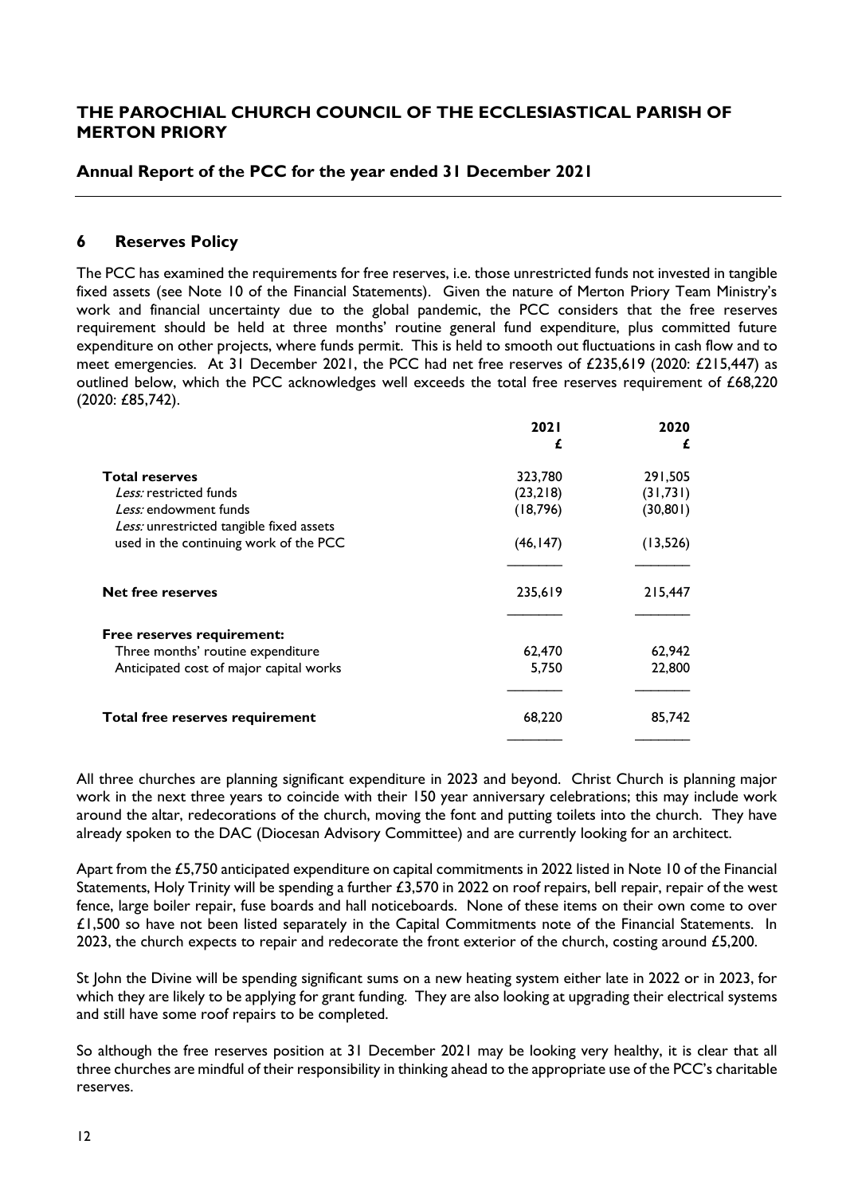# THE PAROCHIAL CHURCH COUNCIL OF THE ECCLESIASTICAL PARISH OF MERTON PRIORY

## Annual Report of the PCC for the year ended 31 December 2021

### 6 Reserves Policy

The PCC has examined the requirements for free reserves, i.e. those unrestricted funds not invested in tangible fixed assets (see Note 10 of the Financial Statements). Given the nature of Merton Priory Team Ministry's work and financial uncertainty due to the global pandemic, the PCC considers that the free reserves requirement should be held at three months' routine general fund expenditure, plus committed future expenditure on other projects, where funds permit. This is held to smooth out fluctuations in cash flow and to meet emergencies. At 31 December 2021, the PCC had net free reserves of £235,619 (2020: £215,447) as outlined below, which the PCC acknowledges well exceeds the total free reserves requirement of £68,220 (2020: £85,742).

| | 2021 £ | 2020 £ |
|---|---|---|
| **Total reserves** | 323,780 | 291,505 |
| *Less:* restricted funds | (23,218) | (31,731) |
| *Less:* endowment funds | (18,796) | (30,801) |
| *Less:* unrestricted tangible fixed assets used in the continuing work of the PCC | (46,147) | (13,526) |
| **Net free reserves** | 235,619 | 215,447 |
| **Free reserves requirement:** | | |
| Three months' routine expenditure | 62,470 | 62,942 |
| Anticipated cost of major capital works | 5,750 | 22,800 |
| **Total free reserves requirement** | 68,220 | 85,742 |

All three churches are planning significant expenditure in 2023 and beyond. Christ Church is planning major work in the next three years to coincide with their 150 year anniversary celebrations; this may include work around the altar, redecorations of the church, moving the font and putting toilets into the church. They have already spoken to the DAC (Diocesan Advisory Committee) and are currently looking for an architect.

Apart from the £5,750 anticipated expenditure on capital commitments in 2022 listed in Note 10 of the Financial Statements, Holy Trinity will be spending a further £3,570 in 2022 on roof repairs, bell repair, repair of the west fence, large boiler repair, fuse boards and hall noticeboards. None of these items on their own come to over £1,500 so have not been listed separately in the Capital Commitments note of the Financial Statements. In 2023, the church expects to repair and redecorate the front exterior of the church, costing around £5,200.

St John the Divine will be spending significant sums on a new heating system either late in 2022 or in 2023, for which they are likely to be applying for grant funding. They are also looking at upgrading their electrical systems and still have some roof repairs to be completed.

So although the free reserves position at 31 December 2021 may be looking very healthy, it is clear that all three churches are mindful of their responsibility in thinking ahead to the appropriate use of the PCC's charitable reserves.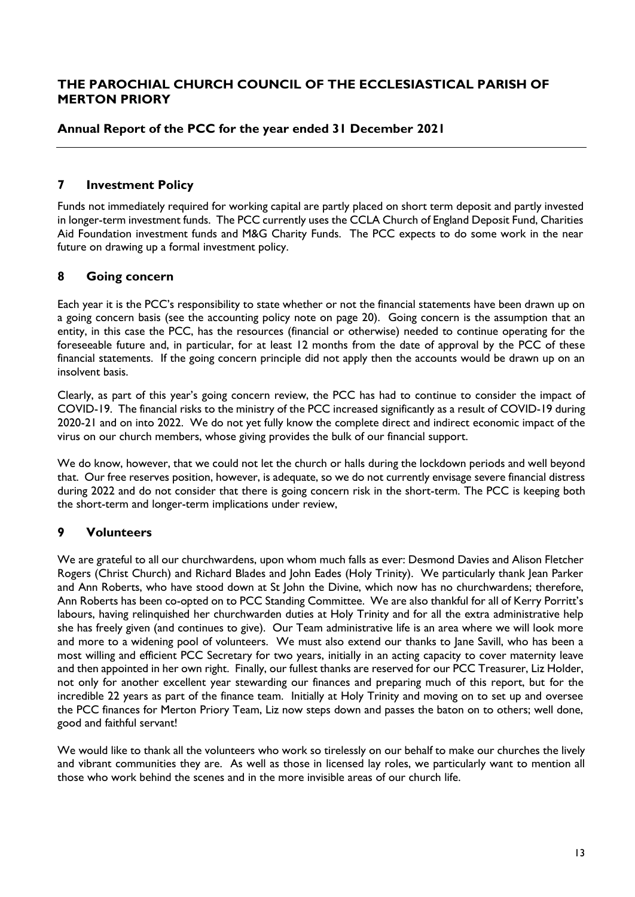## 7 Investment Policy

Funds not immediately required for working capital are partly placed on short term deposit and partly invested in longer-term investment funds. The PCC currently uses the CCLA Church of England Deposit Fund, Charities Aid Foundation investment funds and M&G Charity Funds. The PCC expects to do some work in the near future on drawing up a formal investment policy.

## 8 Going concern

Each year it is the PCC's responsibility to state whether or not the financial statements have been drawn up on a going concern basis (see the accounting policy note on page 20). Going concern is the assumption that an entity, in this case the PCC, has the resources (financial or otherwise) needed to continue operating for the foreseeable future and, in particular, for at least 12 months from the date of approval by the PCC of these financial statements. If the going concern principle did not apply then the accounts would be drawn up on an insolvent basis.

Clearly, as part of this year's going concern review, the PCC has had to continue to consider the impact of COVID-19. The financial risks to the ministry of the PCC increased significantly as a result of COVID-19 during 2020-21 and on into 2022. We do not yet fully know the complete direct and indirect economic impact of the virus on our church members, whose giving provides the bulk of our financial support.

We do know, however, that we could not let the church or halls during the lockdown periods and well beyond that. Our free reserves position, however, is adequate, so we do not currently envisage severe financial distress during 2022 and do not consider that there is going concern risk in the short-term. The PCC is keeping both the short-term and longer-term implications under review,

## 9 Volunteers

We are grateful to all our churchwardens, upon whom much falls as ever: Desmond Davies and Alison Fletcher Rogers (Christ Church) and Richard Blades and John Eades (Holy Trinity). We particularly thank Jean Parker and Ann Roberts, who have stood down at St John the Divine, which now has no churchwardens; therefore, Ann Roberts has been co-opted on to PCC Standing Committee. We are also thankful for all of Kerry Porritt's labours, having relinquished her churchwarden duties at Holy Trinity and for all the extra administrative help she has freely given (and continues to give). Our Team administrative life is an area where we will look more and more to a widening pool of volunteers. We must also extend our thanks to Jane Savill, who has been a most willing and efficient PCC Secretary for two years, initially in an acting capacity to cover maternity leave and then appointed in her own right. Finally, our fullest thanks are reserved for our PCC Treasurer, Liz Holder, not only for another excellent year stewarding our finances and preparing much of this report, but for the incredible 22 years as part of the finance team. Initially at Holy Trinity and moving on to set up and oversee the PCC finances for Merton Priory Team, Liz now steps down and passes the baton on to others; well done, good and faithful servant!

We would like to thank all the volunteers who work so tirelessly on our behalf to make our churches the lively and vibrant communities they are. As well as those in licensed lay roles, we particularly want to mention all those who work behind the scenes and in the more invisible areas of our church life.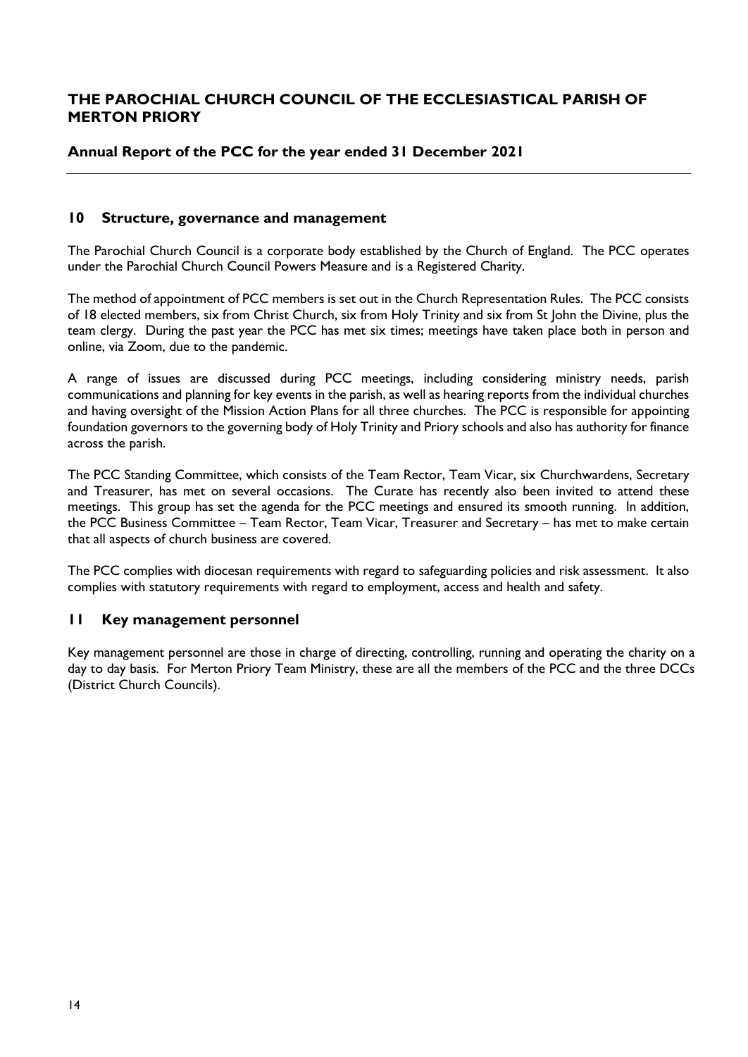# THE PAROCHIAL CHURCH COUNCIL OF THE ECCLESIASTICAL PARISH OF MERTON PRIORY

## Annual Report of the PCC for the year ended 31 December 2021

## 10 Structure, governance and management

The Parochial Church Council is a corporate body established by the Church of England. The PCC operates under the Parochial Church Council Powers Measure and is a Registered Charity.

The method of appointment of PCC members is set out in the Church Representation Rules. The PCC consists of 18 elected members, six from Christ Church, six from Holy Trinity and six from St John the Divine, plus the team clergy. During the past year the PCC has met six times; meetings have taken place both in person and online, via Zoom, due to the pandemic.

A range of issues are discussed during PCC meetings, including considering ministry needs, parish communications and planning for key events in the parish, as well as hearing reports from the individual churches and having oversight of the Mission Action Plans for all three churches. The PCC is responsible for appointing foundation governors to the governing body of Holy Trinity and Priory schools and also has authority for finance across the parish.

The PCC Standing Committee, which consists of the Team Rector, Team Vicar, six Churchwardens, Secretary and Treasurer, has met on several occasions. The Curate has recently also been invited to attend these meetings. This group has set the agenda for the PCC meetings and ensured its smooth running. In addition, the PCC Business Committee – Team Rector, Team Vicar, Treasurer and Secretary – has met to make certain that all aspects of church business are covered.

The PCC complies with diocesan requirements with regard to safeguarding policies and risk assessment. It also complies with statutory requirements with regard to employment, access and health and safety.

## 11 Key management personnel

Key management personnel are those in charge of directing, controlling, running and operating the charity on a day to day basis. For Merton Priory Team Ministry, these are all the members of the PCC and the three DCCs (District Church Councils).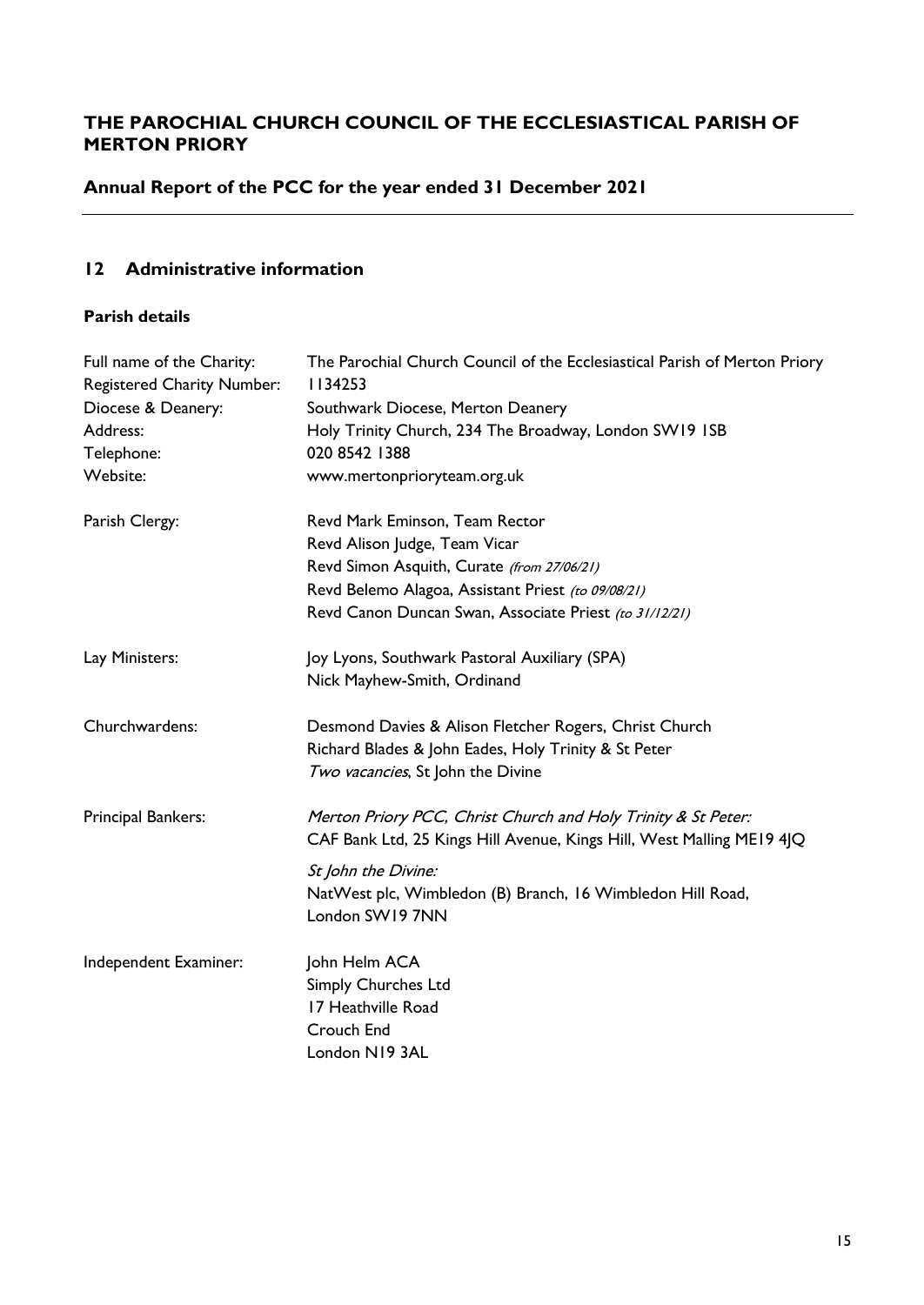# THE PAROCHIAL CHURCH COUNCIL OF THE ECCLESIASTICAL PARISH OF MERTON PRIORY

## Annual Report of the PCC for the year ended 31 December 2021

## 12 Administrative information

### Parish details

| | |
|---|---|
| Full name of the Charity: | The Parochial Church Council of the Ecclesiastical Parish of Merton Priory |
| Registered Charity Number: | 1134253 |
| Diocese & Deanery: | Southwark Diocese, Merton Deanery |
| Address: | Holy Trinity Church, 234 The Broadway, London SW19 1SB |
| Telephone: | 020 8542 1388 |
| Website: | www.mertonprioryteam.org.uk |
| Parish Clergy: | Revd Mark Eminson, Team Rector<br>Revd Alison Judge, Team Vicar<br>Revd Simon Asquith, Curate *(from 27/06/21)*<br>Revd Belemo Alagoa, Assistant Priest *(to 09/08/21)*<br>Revd Canon Duncan Swan, Associate Priest *(to 31/12/21)* |
| Lay Ministers: | Joy Lyons, Southwark Pastoral Auxiliary (SPA)<br>Nick Mayhew-Smith, Ordinand |
| Churchwardens: | Desmond Davies & Alison Fletcher Rogers, Christ Church<br>Richard Blades & John Eades, Holy Trinity & St Peter<br>*Two vacancies*, St John the Divine |
| Principal Bankers: | *Merton Priory PCC, Christ Church and Holy Trinity & St Peter:*<br>CAF Bank Ltd, 25 Kings Hill Avenue, Kings Hill, West Malling ME19 4JQ<br><br>*St John the Divine:*<br>NatWest plc, Wimbledon (B) Branch, 16 Wimbledon Hill Road, London SW19 7NN |
| Independent Examiner: | John Helm ACA<br>Simply Churches Ltd<br>17 Heathville Road<br>Crouch End<br>London N19 3AL |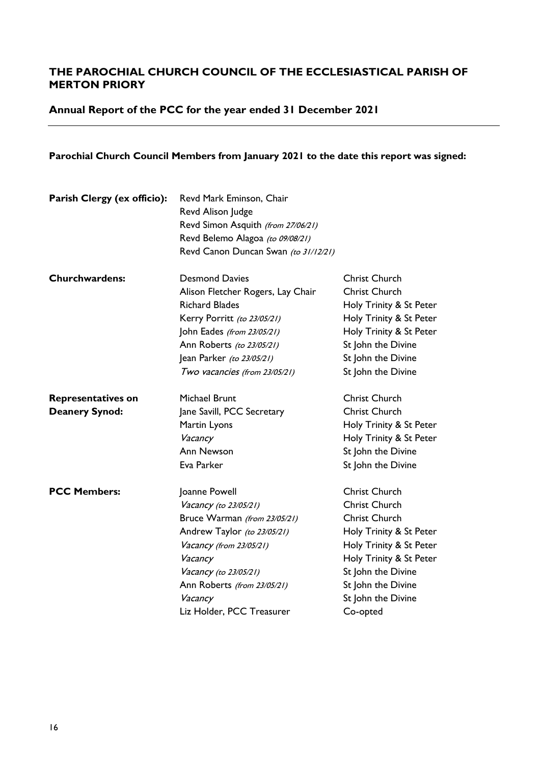## THE PAROCHIAL CHURCH COUNCIL OF THE ECCLESIASTICAL PARISH OF MERTON PRIORY

### Annual Report of the PCC for the year ended 31 December 2021

---

**Parochial Church Council Members from January 2021 to the date this report was signed:**

| | | |
|---|---|---|
| **Parish Clergy (ex officio):** | Revd Mark Eminson, Chair | |
| | Revd Alison Judge | |
| | Revd Simon Asquith *(from 27/06/21)* | |
| | Revd Belemo Alagoa *(to 09/08/21)* | |
| | Revd Canon Duncan Swan *(to 31/12/21)* | |
| **Churchwardens:** | Desmond Davies | Christ Church |
| | Alison Fletcher Rogers, Lay Chair | Christ Church |
| | Richard Blades | Holy Trinity & St Peter |
| | Kerry Porritt *(to 23/05/21)* | Holy Trinity & St Peter |
| | John Eades *(from 23/05/21)* | Holy Trinity & St Peter |
| | Ann Roberts *(to 23/05/21)* | St John the Divine |
| | Jean Parker *(to 23/05/21)* | St John the Divine |
| | *Two vacancies (from 23/05/21)* | St John the Divine |
| **Representatives on Deanery Synod:** | Michael Brunt | Christ Church |
| | Jane Savill, PCC Secretary | Christ Church |
| | Martin Lyons | Holy Trinity & St Peter |
| | *Vacancy* | Holy Trinity & St Peter |
| | Ann Newson | St John the Divine |
| | Eva Parker | St John the Divine |
| **PCC Members:** | Joanne Powell | Christ Church |
| | *Vacancy (to 23/05/21)* | Christ Church |
| | Bruce Warman *(from 23/05/21)* | Christ Church |
| | Andrew Taylor *(to 23/05/21)* | Holy Trinity & St Peter |
| | *Vacancy (from 23/05/21)* | Holy Trinity & St Peter |
| | *Vacancy* | Holy Trinity & St Peter |
| | *Vacancy (to 23/05/21)* | St John the Divine |
| | Ann Roberts *(from 23/05/21)* | St John the Divine |
| | *Vacancy* | St John the Divine |
| | Liz Holder, PCC Treasurer | Co-opted |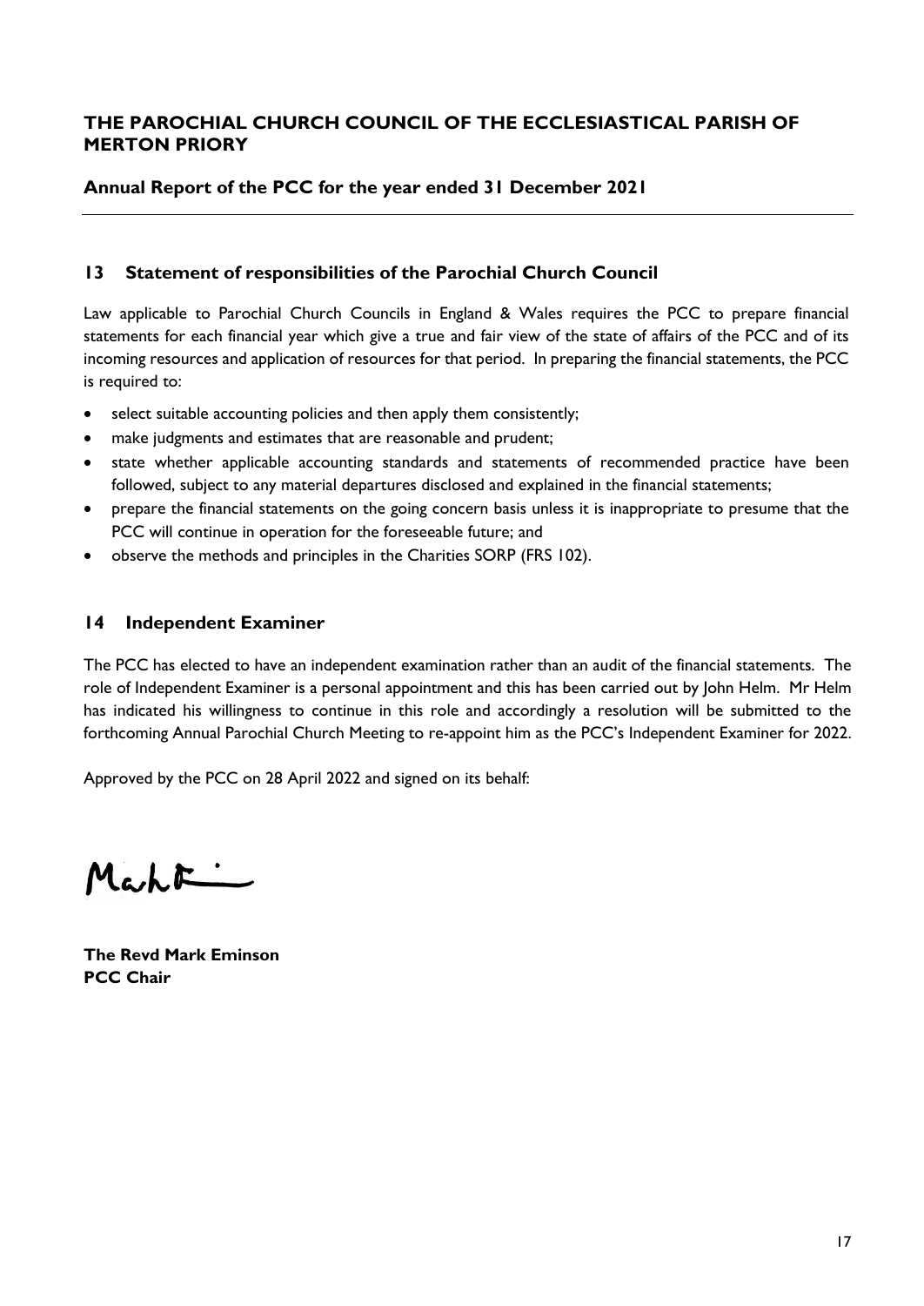# THE PAROCHIAL CHURCH COUNCIL OF THE ECCLESIASTICAL PARISH OF MERTON PRIORY

## Annual Report of the PCC for the year ended 31 December 2021

### 13 Statement of responsibilities of the Parochial Church Council

Law applicable to Parochial Church Councils in England & Wales requires the PCC to prepare financial statements for each financial year which give a true and fair view of the state of affairs of the PCC and of its incoming resources and application of resources for that period. In preparing the financial statements, the PCC is required to:

- select suitable accounting policies and then apply them consistently;
- make judgments and estimates that are reasonable and prudent;
- state whether applicable accounting standards and statements of recommended practice have been followed, subject to any material departures disclosed and explained in the financial statements;
- prepare the financial statements on the going concern basis unless it is inappropriate to presume that the PCC will continue in operation for the foreseeable future; and
- observe the methods and principles in the Charities SORP (FRS 102).

### 14 Independent Examiner

The PCC has elected to have an independent examination rather than an audit of the financial statements. The role of Independent Examiner is a personal appointment and this has been carried out by John Helm. Mr Helm has indicated his willingness to continue in this role and accordingly a resolution will be submitted to the forthcoming Annual Parochial Church Meeting to re-appoint him as the PCC's Independent Examiner for 2022.

Approved by the PCC on 28 April 2022 and signed on its behalf:

**The Revd Mark Eminson**
**PCC Chair**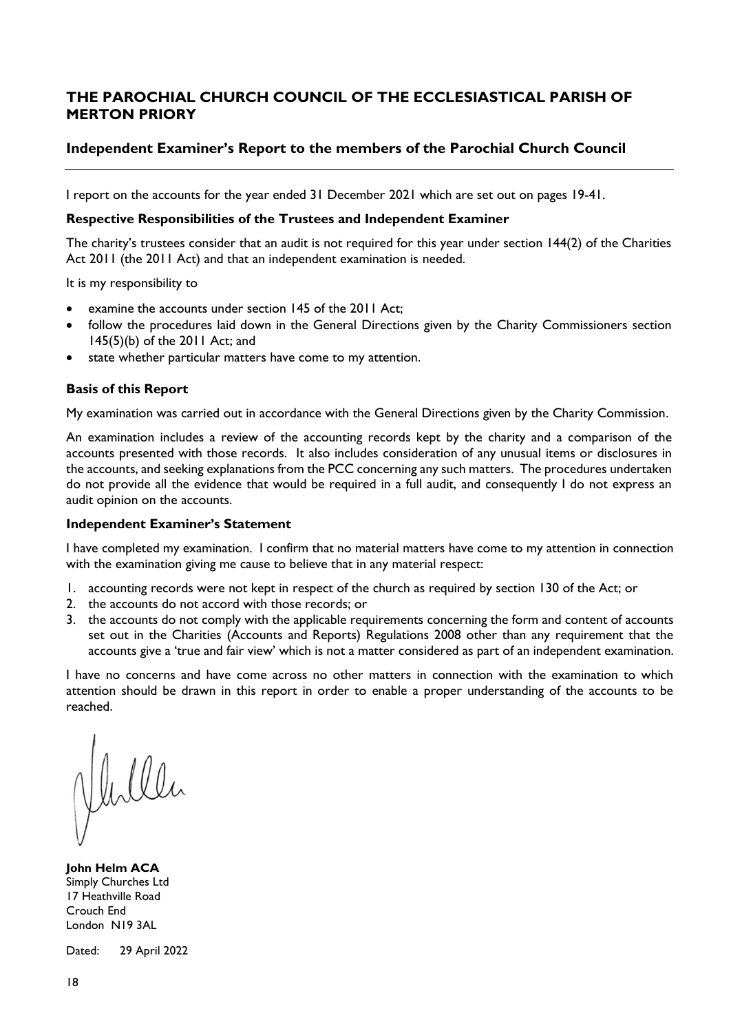# THE PAROCHIAL CHURCH COUNCIL OF THE ECCLESIASTICAL PARISH OF MERTON PRIORY

## Independent Examiner's Report to the members of the Parochial Church Council

I report on the accounts for the year ended 31 December 2021 which are set out on pages 19-41.

**Respective Responsibilities of the Trustees and Independent Examiner**

The charity's trustees consider that an audit is not required for this year under section 144(2) of the Charities Act 2011 (the 2011 Act) and that an independent examination is needed.

It is my responsibility to

- examine the accounts under section 145 of the 2011 Act;
- follow the procedures laid down in the General Directions given by the Charity Commissioners section 145(5)(b) of the 2011 Act; and
- state whether particular matters have come to my attention.

**Basis of this Report**

My examination was carried out in accordance with the General Directions given by the Charity Commission.

An examination includes a review of the accounting records kept by the charity and a comparison of the accounts presented with those records. It also includes consideration of any unusual items or disclosures in the accounts, and seeking explanations from the PCC concerning any such matters. The procedures undertaken do not provide all the evidence that would be required in a full audit, and consequently I do not express an audit opinion on the accounts.

**Independent Examiner's Statement**

I have completed my examination. I confirm that no material matters have come to my attention in connection with the examination giving me cause to believe that in any material respect:

1. accounting records were not kept in respect of the church as required by section 130 of the Act; or
2. the accounts do not accord with those records; or
3. the accounts do not comply with the applicable requirements concerning the form and content of accounts set out in the Charities (Accounts and Reports) Regulations 2008 other than any requirement that the accounts give a 'true and fair view' which is not a matter considered as part of an independent examination.

I have no concerns and have come across no other matters in connection with the examination to which attention should be drawn in this report in order to enable a proper understanding of the accounts to be reached.

**John Helm ACA**
Simply Churches Ltd
17 Heathville Road
Crouch End
London N19 3AL

Dated: 29 April 2022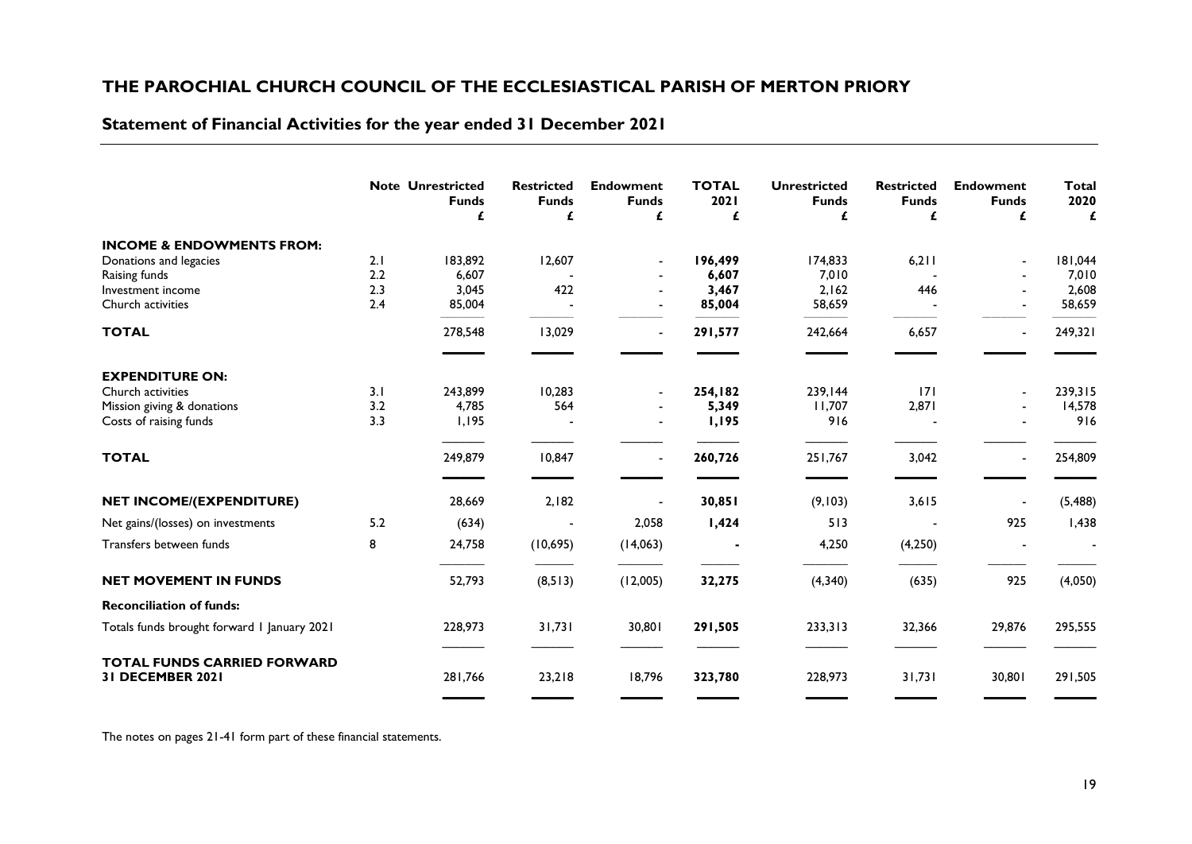# THE PAROCHIAL CHURCH COUNCIL OF THE ECCLESIASTICAL PARISH OF MERTON PRIORY

## Statement of Financial Activities for the year ended 31 December 2021

| | Note | Unrestricted Funds £ | Restricted Funds £ | Endowment Funds £ | TOTAL 2021 £ | Unrestricted Funds £ | Restricted Funds £ | Endowment Funds £ | Total 2020 £ |
|---|---|---|---|---|---|---|---|---|---|
| **INCOME & ENDOWMENTS FROM:** | | | | | | | | | |
| Donations and legacies | 2.1 | 183,892 | 12,607 | - | **196,499** | 174,833 | 6,211 | - | 181,044 |
| Raising funds | 2.2 | 6,607 | - | - | **6,607** | 7,010 | - | - | 7,010 |
| Investment income | 2.3 | 3,045 | 422 | - | **3,467** | 2,162 | 446 | - | 2,608 |
| Church activities | 2.4 | 85,004 | - | - | **85,004** | 58,659 | - | - | 58,659 |
| **TOTAL** | | 278,548 | 13,029 | - | **291,577** | 242,664 | 6,657 | - | 249,321 |
| **EXPENDITURE ON:** | | | | | | | | | |
| Church activities | 3.1 | 243,899 | 10,283 | - | **254,182** | 239,144 | 171 | - | 239,315 |
| Mission giving & donations | 3.2 | 4,785 | 564 | - | **5,349** | 11,707 | 2,871 | - | 14,578 |
| Costs of raising funds | 3.3 | 1,195 | - | - | **1,195** | 916 | - | - | 916 |
| **TOTAL** | | 249,879 | 10,847 | - | **260,726** | 251,767 | 3,042 | - | 254,809 |
| **NET INCOME/(EXPENDITURE)** | | 28,669 | 2,182 | - | **30,851** | (9,103) | 3,615 | - | (5,488) |
| Net gains/(losses) on investments | 5.2 | (634) | - | 2,058 | **1,424** | 513 | - | 925 | 1,438 |
| Transfers between funds | 8 | 24,758 | (10,695) | (14,063) | **-** | 4,250 | (4,250) | - | - |
| **NET MOVEMENT IN FUNDS** | | 52,793 | (8,513) | (12,005) | **32,275** | (4,340) | (635) | 925 | (4,050) |
| **Reconciliation of funds:** | | | | | | | | | |
| Totals funds brought forward 1 January 2021 | | 228,973 | 31,731 | 30,801 | **291,505** | 233,313 | 32,366 | 29,876 | 295,555 |
| **TOTAL FUNDS CARRIED FORWARD 31 DECEMBER 2021** | | 281,766 | 23,218 | 18,796 | **323,780** | 228,973 | 31,731 | 30,801 | 291,505 |

The notes on pages 21-41 form part of these financial statements.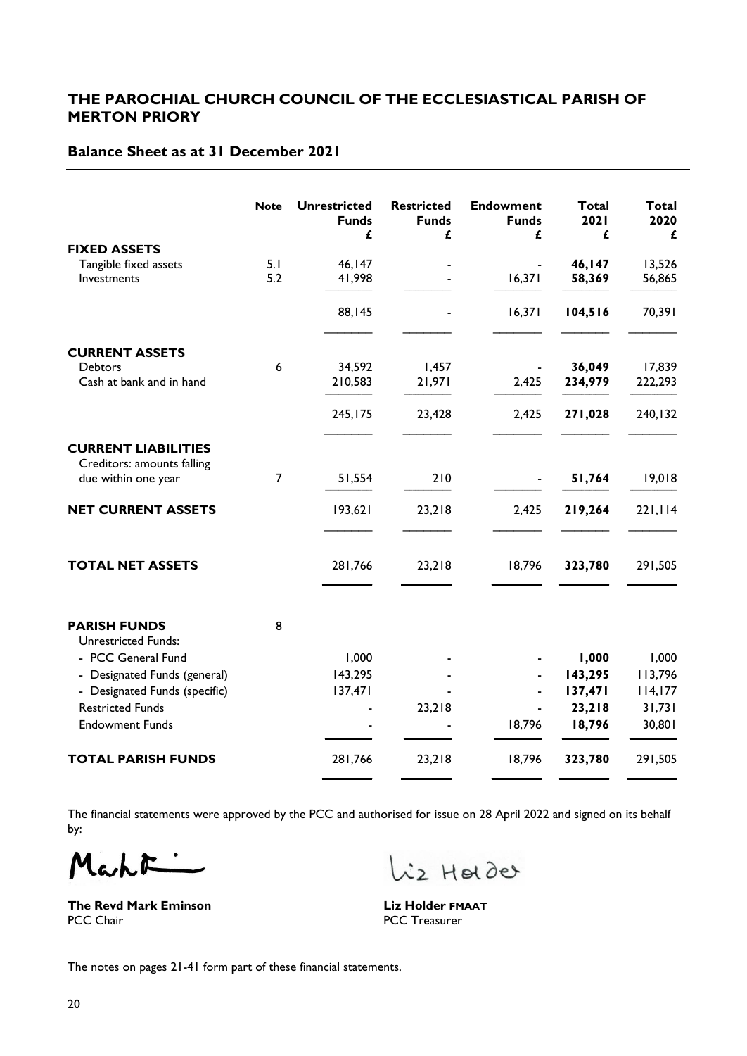# THE PAROCHIAL CHURCH COUNCIL OF THE ECCLESIASTICAL PARISH OF MERTON PRIORY

## Balance Sheet as at 31 December 2021

| | Note | Unrestricted Funds £ | Restricted Funds £ | Endowment Funds £ | Total 2021 £ | Total 2020 £ |
|---|---|---|---|---|---|---|
| **FIXED ASSETS** | | | | | | |
| Tangible fixed assets | 5.1 | 46,147 | - | - | **46,147** | 13,526 |
| Investments | 5.2 | 41,998 | - | 16,371 | **58,369** | 56,865 |
| | | 88,145 | - | 16,371 | **104,516** | 70,391 |
| **CURRENT ASSETS** | | | | | | |
| Debtors | 6 | 34,592 | 1,457 | - | **36,049** | 17,839 |
| Cash at bank and in hand | | 210,583 | 21,971 | 2,425 | **234,979** | 222,293 |
| | | 245,175 | 23,428 | 2,425 | **271,028** | 240,132 |
| **CURRENT LIABILITIES** | | | | | | |
| Creditors: amounts falling due within one year | 7 | 51,554 | 210 | - | **51,764** | 19,018 |
| **NET CURRENT ASSETS** | | 193,621 | 23,218 | 2,425 | **219,264** | 221,114 |
| **TOTAL NET ASSETS** | | 281,766 | 23,218 | 18,796 | **323,780** | 291,505 |
| **PARISH FUNDS** | 8 | | | | | |
| Unrestricted Funds: | | | | | | |
| - PCC General Fund | | 1,000 | - | - | **1,000** | 1,000 |
| - Designated Funds (general) | | 143,295 | - | - | **143,295** | 113,796 |
| - Designated Funds (specific) | | 137,471 | - | - | **137,471** | 114,177 |
| Restricted Funds | | - | 23,218 | - | **23,218** | 31,731 |
| Endowment Funds | | - | - | 18,796 | **18,796** | 30,801 |
| **TOTAL PARISH FUNDS** | | 281,766 | 23,218 | 18,796 | **323,780** | 291,505 |

The financial statements were approved by the PCC and authorised for issue on 28 April 2022 and signed on its behalf by:

**The Revd Mark Eminson**
PCC Chair

**Liz Holder FMAAT**
PCC Treasurer

The notes on pages 21-41 form part of these financial statements.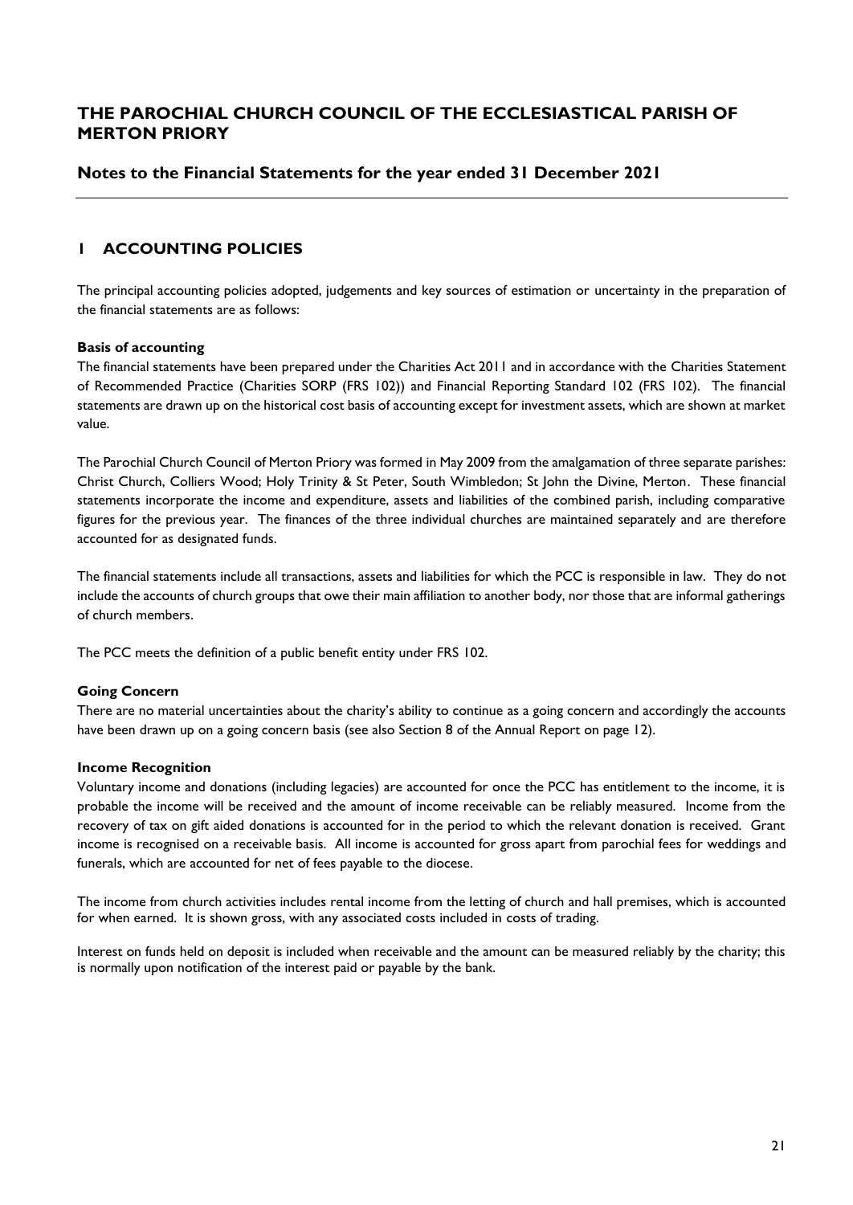# THE PAROCHIAL CHURCH COUNCIL OF THE ECCLESIASTICAL PARISH OF MERTON PRIORY

## Notes to the Financial Statements for the year ended 31 December 2021

## 1 ACCOUNTING POLICIES

The principal accounting policies adopted, judgements and key sources of estimation or uncertainty in the preparation of the financial statements are as follows:

**Basis of accounting**

The financial statements have been prepared under the Charities Act 2011 and in accordance with the Charities Statement of Recommended Practice (Charities SORP (FRS 102)) and Financial Reporting Standard 102 (FRS 102). The financial statements are drawn up on the historical cost basis of accounting except for investment assets, which are shown at market value.

The Parochial Church Council of Merton Priory was formed in May 2009 from the amalgamation of three separate parishes: Christ Church, Colliers Wood; Holy Trinity & St Peter, South Wimbledon; St John the Divine, Merton. These financial statements incorporate the income and expenditure, assets and liabilities of the combined parish, including comparative figures for the previous year. The finances of the three individual churches are maintained separately and are therefore accounted for as designated funds.

The financial statements include all transactions, assets and liabilities for which the PCC is responsible in law. They do not include the accounts of church groups that owe their main affiliation to another body, nor those that are informal gatherings of church members.

The PCC meets the definition of a public benefit entity under FRS 102.

**Going Concern**

There are no material uncertainties about the charity's ability to continue as a going concern and accordingly the accounts have been drawn up on a going concern basis (see also Section 8 of the Annual Report on page 12).

**Income Recognition**

Voluntary income and donations (including legacies) are accounted for once the PCC has entitlement to the income, it is probable the income will be received and the amount of income receivable can be reliably measured. Income from the recovery of tax on gift aided donations is accounted for in the period to which the relevant donation is received. Grant income is recognised on a receivable basis. All income is accounted for gross apart from parochial fees for weddings and funerals, which are accounted for net of fees payable to the diocese.

The income from church activities includes rental income from the letting of church and hall premises, which is accounted for when earned. It is shown gross, with any associated costs included in costs of trading.

Interest on funds held on deposit is included when receivable and the amount can be measured reliably by the charity; this is normally upon notification of the interest paid or payable by the bank.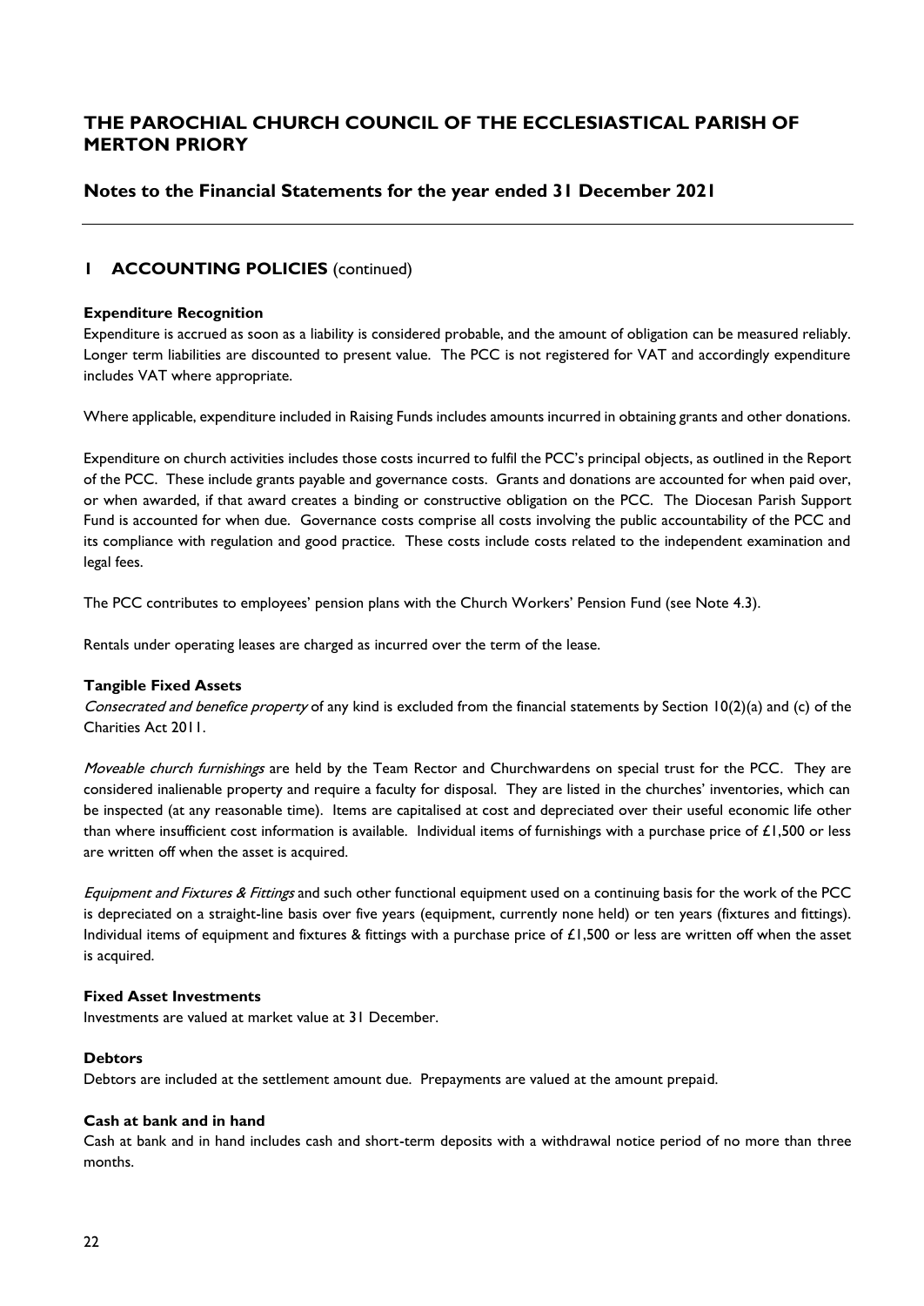# THE PAROCHIAL CHURCH COUNCIL OF THE ECCLESIASTICAL PARISH OF MERTON PRIORY

## Notes to the Financial Statements for the year ended 31 December 2021

---

## 1 ACCOUNTING POLICIES (continued)

**Expenditure Recognition**

Expenditure is accrued as soon as a liability is considered probable, and the amount of obligation can be measured reliably. Longer term liabilities are discounted to present value. The PCC is not registered for VAT and accordingly expenditure includes VAT where appropriate.

Where applicable, expenditure included in Raising Funds includes amounts incurred in obtaining grants and other donations.

Expenditure on church activities includes those costs incurred to fulfil the PCC's principal objects, as outlined in the Report of the PCC. These include grants payable and governance costs. Grants and donations are accounted for when paid over, or when awarded, if that award creates a binding or constructive obligation on the PCC. The Diocesan Parish Support Fund is accounted for when due. Governance costs comprise all costs involving the public accountability of the PCC and its compliance with regulation and good practice. These costs include costs related to the independent examination and legal fees.

The PCC contributes to employees' pension plans with the Church Workers' Pension Fund (see Note 4.3).

Rentals under operating leases are charged as incurred over the term of the lease.

**Tangible Fixed Assets**

*Consecrated and benefice property* of any kind is excluded from the financial statements by Section 10(2)(a) and (c) of the Charities Act 2011.

*Moveable church furnishings* are held by the Team Rector and Churchwardens on special trust for the PCC. They are considered inalienable property and require a faculty for disposal. They are listed in the churches' inventories, which can be inspected (at any reasonable time). Items are capitalised at cost and depreciated over their useful economic life other than where insufficient cost information is available. Individual items of furnishings with a purchase price of £1,500 or less are written off when the asset is acquired.

*Equipment and Fixtures & Fittings* and such other functional equipment used on a continuing basis for the work of the PCC is depreciated on a straight-line basis over five years (equipment, currently none held) or ten years (fixtures and fittings). Individual items of equipment and fixtures & fittings with a purchase price of £1,500 or less are written off when the asset is acquired.

**Fixed Asset Investments**

Investments are valued at market value at 31 December.

**Debtors**

Debtors are included at the settlement amount due. Prepayments are valued at the amount prepaid.

**Cash at bank and in hand**

Cash at bank and in hand includes cash and short-term deposits with a withdrawal notice period of no more than three months.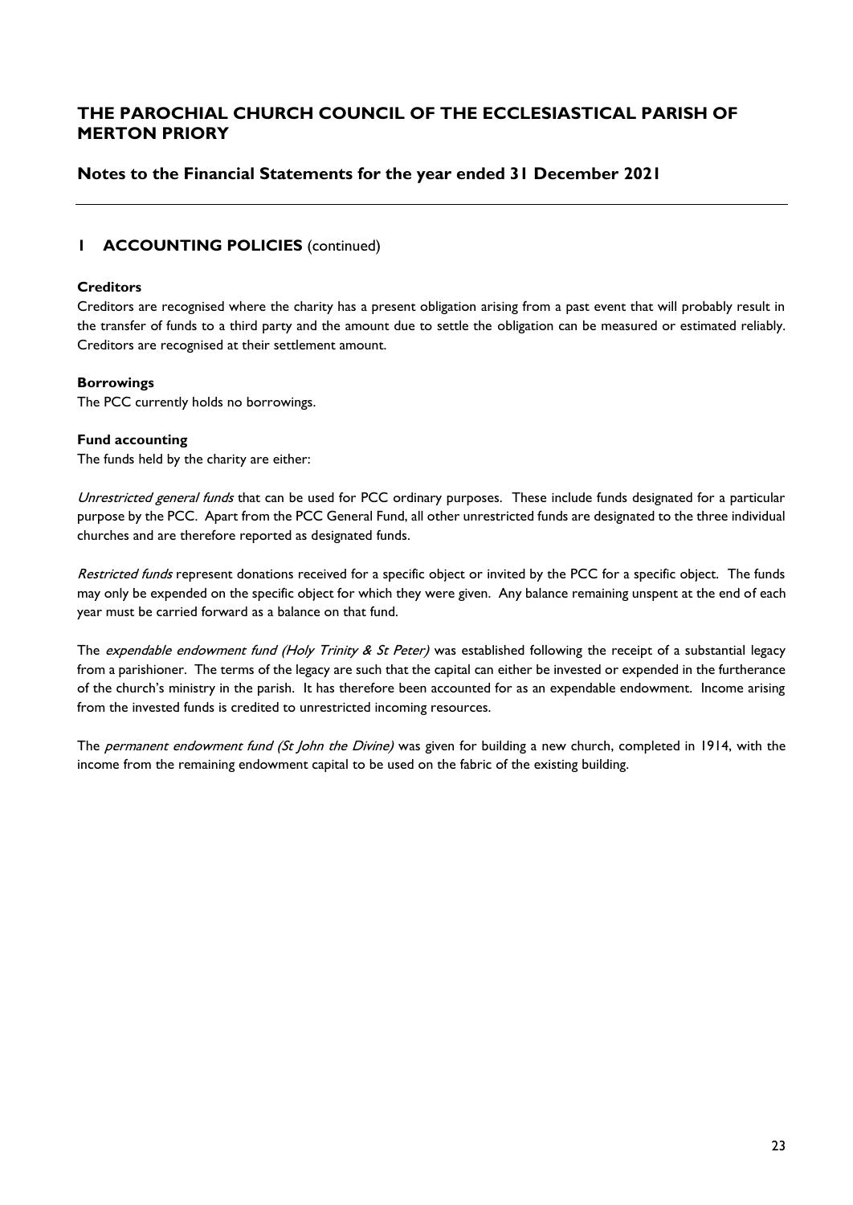# THE PAROCHIAL CHURCH COUNCIL OF THE ECCLESIASTICAL PARISH OF MERTON PRIORY

## Notes to the Financial Statements for the year ended 31 December 2021

### 1 ACCOUNTING POLICIES (continued)

**Creditors**

Creditors are recognised where the charity has a present obligation arising from a past event that will probably result in the transfer of funds to a third party and the amount due to settle the obligation can be measured or estimated reliably. Creditors are recognised at their settlement amount.

**Borrowings**

The PCC currently holds no borrowings.

**Fund accounting**

The funds held by the charity are either:

*Unrestricted general funds* that can be used for PCC ordinary purposes. These include funds designated for a particular purpose by the PCC. Apart from the PCC General Fund, all other unrestricted funds are designated to the three individual churches and are therefore reported as designated funds.

*Restricted funds* represent donations received for a specific object or invited by the PCC for a specific object. The funds may only be expended on the specific object for which they were given. Any balance remaining unspent at the end of each year must be carried forward as a balance on that fund.

The *expendable endowment fund (Holy Trinity & St Peter)* was established following the receipt of a substantial legacy from a parishioner. The terms of the legacy are such that the capital can either be invested or expended in the furtherance of the church's ministry in the parish. It has therefore been accounted for as an expendable endowment. Income arising from the invested funds is credited to unrestricted incoming resources.

The *permanent endowment fund (St John the Divine)* was given for building a new church, completed in 1914, with the income from the remaining endowment capital to be used on the fabric of the existing building.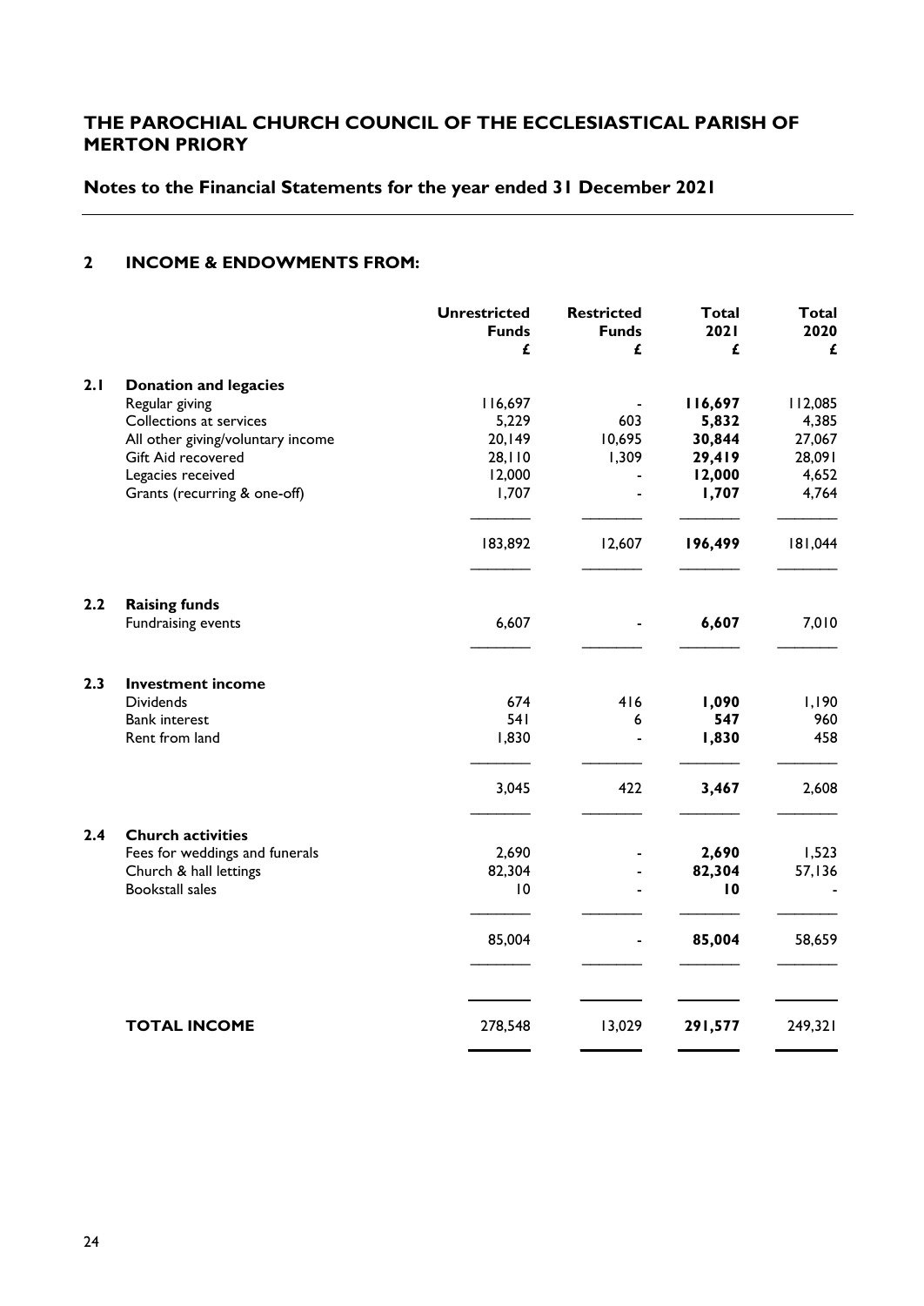# THE PAROCHIAL CHURCH COUNCIL OF THE ECCLESIASTICAL PARISH OF MERTON PRIORY

## Notes to the Financial Statements for the year ended 31 December 2021

### 2 INCOME & ENDOWMENTS FROM:

| | | Unrestricted Funds £ | Restricted Funds £ | Total 2021 £ | Total 2020 £ |
|---|---|---|---|---|---|
| **2.1** | **Donation and legacies** | | | | |
| | Regular giving | 116,697 | - | **116,697** | 112,085 |
| | Collections at services | 5,229 | 603 | **5,832** | 4,385 |
| | All other giving/voluntary income | 20,149 | 10,695 | **30,844** | 27,067 |
| | Gift Aid recovered | 28,110 | 1,309 | **29,419** | 28,091 |
| | Legacies received | 12,000 | - | **12,000** | 4,652 |
| | Grants (recurring & one-off) | 1,707 | - | **1,707** | 4,764 |
| | | 183,892 | 12,607 | **196,499** | 181,044 |
| **2.2** | **Raising funds** | | | | |
| | Fundraising events | 6,607 | - | **6,607** | 7,010 |
| **2.3** | **Investment income** | | | | |
| | Dividends | 674 | 416 | **1,090** | 1,190 |
| | Bank interest | 541 | 6 | **547** | 960 |
| | Rent from land | 1,830 | - | **1,830** | 458 |
| | | 3,045 | 422 | **3,467** | 2,608 |
| **2.4** | **Church activities** | | | | |
| | Fees for weddings and funerals | 2,690 | - | **2,690** | 1,523 |
| | Church & hall lettings | 82,304 | - | **82,304** | 57,136 |
| | Bookstall sales | 10 | - | **10** | - |
| | | 85,004 | - | **85,004** | 58,659 |
| | **TOTAL INCOME** | 278,548 | 13,029 | **291,577** | 249,321 |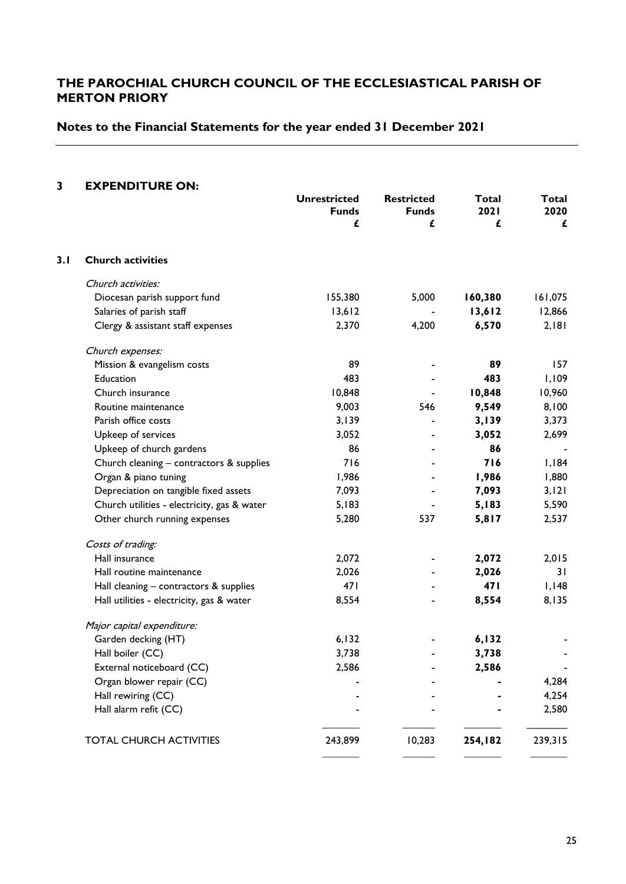# THE PAROCHIAL CHURCH COUNCIL OF THE ECCLESIASTICAL PARISH OF MERTON PRIORY

## Notes to the Financial Statements for the year ended 31 December 2021

### 3 EXPENDITURE ON:

| | Unrestricted Funds £ | Restricted Funds £ | Total 2021 £ | Total 2020 £ |
|---|---|---|---|---|
| **3.1 Church activities** | | | | |
| *Church activities:* | | | | |
| Diocesan parish support fund | 155,380 | 5,000 | **160,380** | 161,075 |
| Salaries of parish staff | 13,612 | - | **13,612** | 12,866 |
| Clergy & assistant staff expenses | 2,370 | 4,200 | **6,570** | 2,181 |
| *Church expenses:* | | | | |
| Mission & evangelism costs | 89 | - | **89** | 157 |
| Education | 483 | - | **483** | 1,109 |
| Church insurance | 10,848 | - | **10,848** | 10,960 |
| Routine maintenance | 9,003 | 546 | **9,549** | 8,100 |
| Parish office costs | 3,139 | - | **3,139** | 3,373 |
| Upkeep of services | 3,052 | - | **3,052** | 2,699 |
| Upkeep of church gardens | 86 | - | **86** | - |
| Church cleaning – contractors & supplies | 716 | - | **716** | 1,184 |
| Organ & piano tuning | 1,986 | - | **1,986** | 1,880 |
| Depreciation on tangible fixed assets | 7,093 | - | **7,093** | 3,121 |
| Church utilities - electricity, gas & water | 5,183 | - | **5,183** | 5,590 |
| Other church running expenses | 5,280 | 537 | **5,817** | 2,537 |
| *Costs of trading:* | | | | |
| Hall insurance | 2,072 | - | **2,072** | 2,015 |
| Hall routine maintenance | 2,026 | - | **2,026** | 31 |
| Hall cleaning – contractors & supplies | 471 | - | **471** | 1,148 |
| Hall utilities - electricity, gas & water | 8,554 | - | **8,554** | 8,135 |
| *Major capital expenditure:* | | | | |
| Garden decking (HT) | 6,132 | - | **6,132** | - |
| Hall boiler (CC) | 3,738 | - | **3,738** | - |
| External noticeboard (CC) | 2,586 | - | **2,586** | - |
| Organ blower repair (CC) | - | - | **-** | 4,284 |
| Hall rewiring (CC) | - | - | **-** | 4,254 |
| Hall alarm refit (CC) | - | - | **-** | 2,580 |
| TOTAL CHURCH ACTIVITIES | 243,899 | 10,283 | **254,182** | 239,315 |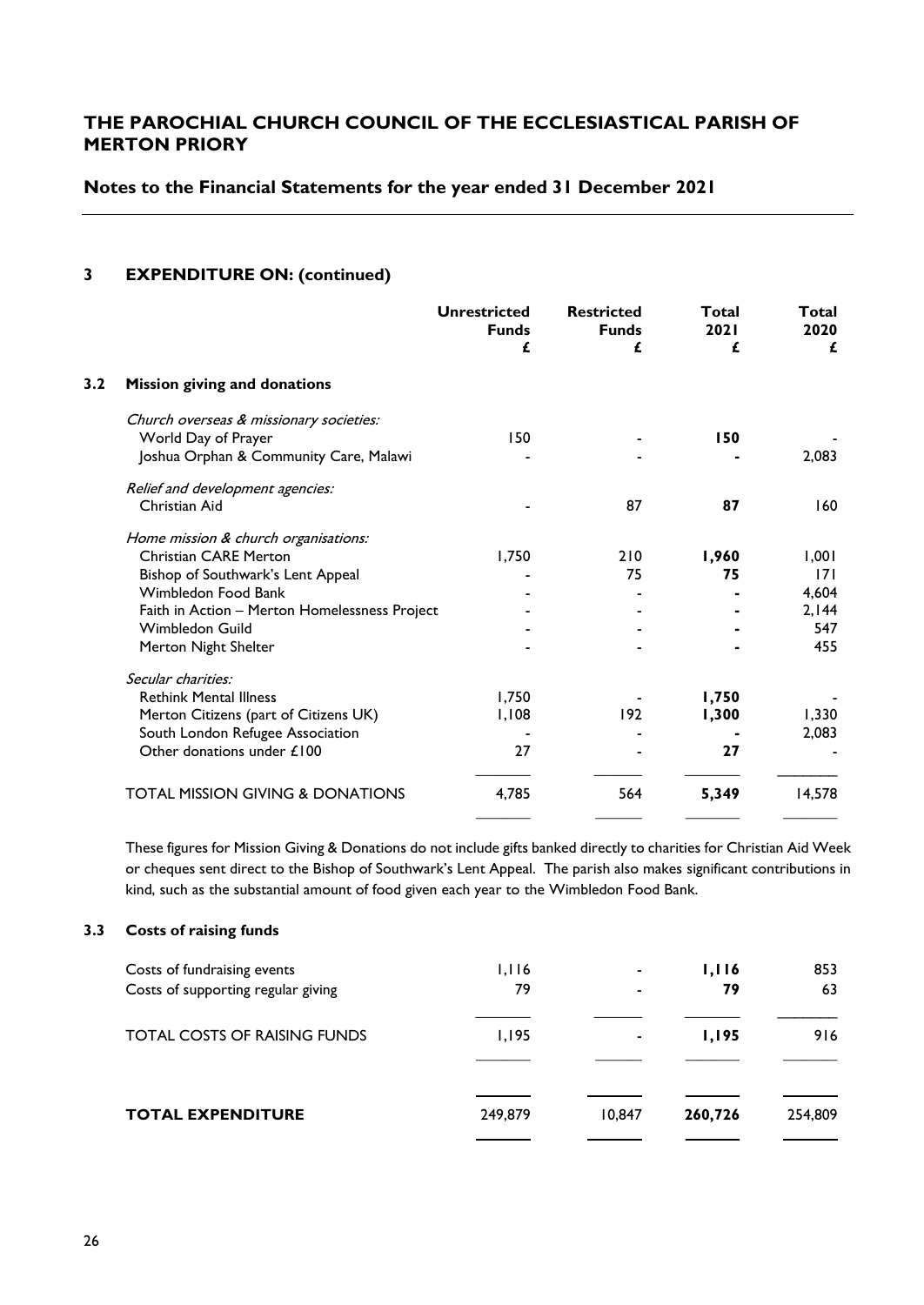# THE PAROCHIAL CHURCH COUNCIL OF THE ECCLESIASTICAL PARISH OF MERTON PRIORY

## Notes to the Financial Statements for the year ended 31 December 2021

### 3 EXPENDITURE ON: (continued)

| | | Unrestricted Funds £ | Restricted Funds £ | Total 2021 £ | Total 2020 £ |
|---|---|---|---|---|---|
| **3.2** | **Mission giving and donations** | | | | |
| | *Church overseas & missionary societies:* | | | | |
| | World Day of Prayer | 150 | - | **150** | - |
| | Joshua Orphan & Community Care, Malawi | - | - | **-** | 2,083 |
| | *Relief and development agencies:* | | | | |
| | Christian Aid | - | 87 | **87** | 160 |
| | *Home mission & church organisations:* | | | | |
| | Christian CARE Merton | 1,750 | 210 | **1,960** | 1,001 |
| | Bishop of Southwark's Lent Appeal | - | 75 | **75** | 171 |
| | Wimbledon Food Bank | - | - | **-** | 4,604 |
| | Faith in Action – Merton Homelessness Project | - | - | **-** | 2,144 |
| | Wimbledon Guild | - | - | **-** | 547 |
| | Merton Night Shelter | - | - | **-** | 455 |
| | *Secular charities:* | | | | |
| | Rethink Mental Illness | 1,750 | - | **1,750** | - |
| | Merton Citizens (part of Citizens UK) | 1,108 | 192 | **1,300** | 1,330 |
| | South London Refugee Association | - | - | **-** | 2,083 |
| | Other donations under £100 | 27 | - | **27** | - |
| | TOTAL MISSION GIVING & DONATIONS | 4,785 | 564 | **5,349** | 14,578 |

These figures for Mission Giving & Donations do not include gifts banked directly to charities for Christian Aid Week or cheques sent direct to the Bishop of Southwark's Lent Appeal. The parish also makes significant contributions in kind, such as the substantial amount of food given each year to the Wimbledon Food Bank.

| | | Unrestricted Funds £ | Restricted Funds £ | Total 2021 £ | Total 2020 £ |
|---|---|---|---|---|---|
| **3.3** | **Costs of raising funds** | | | | |
| | Costs of fundraising events | 1,116 | - | **1,116** | 853 |
| | Costs of supporting regular giving | 79 | - | **79** | 63 |
| | TOTAL COSTS OF RAISING FUNDS | 1,195 | - | **1,195** | 916 |
| | **TOTAL EXPENDITURE** | 249,879 | 10,847 | **260,726** | 254,809 |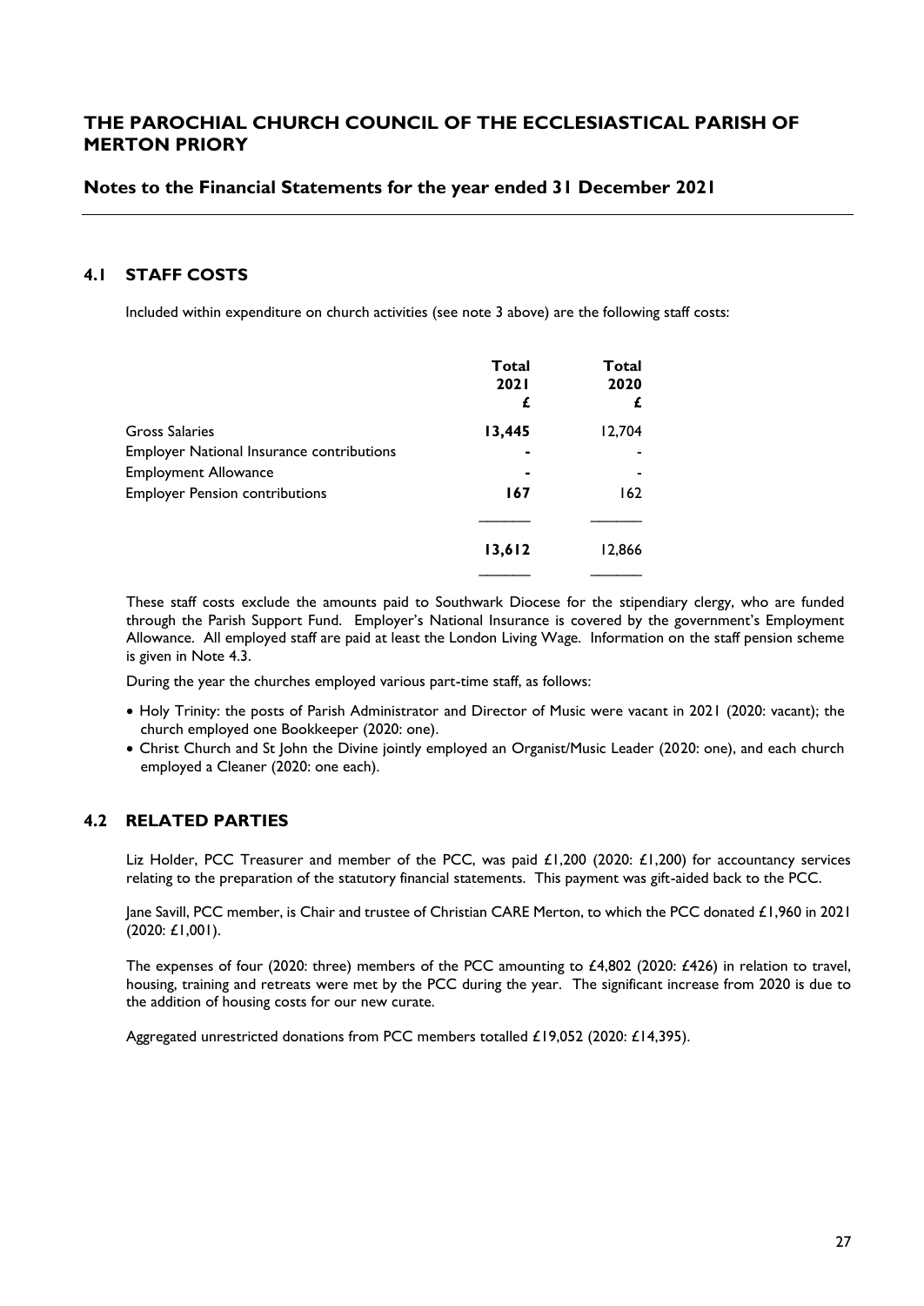# THE PAROCHIAL CHURCH COUNCIL OF THE ECCLESIASTICAL PARISH OF MERTON PRIORY

## Notes to the Financial Statements for the year ended 31 December 2021

### 4.1 STAFF COSTS

Included within expenditure on church activities (see note 3 above) are the following staff costs:

| | Total 2021 £ | Total 2020 £ |
|---|---|---|
| Gross Salaries | **13,445** | 12,704 |
| Employer National Insurance contributions | **-** | - |
| Employment Allowance | **-** | - |
| Employer Pension contributions | **167** | 162 |
| | **13,612** | 12,866 |

These staff costs exclude the amounts paid to Southwark Diocese for the stipendiary clergy, who are funded through the Parish Support Fund. Employer's National Insurance is covered by the government's Employment Allowance. All employed staff are paid at least the London Living Wage. Information on the staff pension scheme is given in Note 4.3.

During the year the churches employed various part-time staff, as follows:

- Holy Trinity: the posts of Parish Administrator and Director of Music were vacant in 2021 (2020: vacant); the church employed one Bookkeeper (2020: one).
- Christ Church and St John the Divine jointly employed an Organist/Music Leader (2020: one), and each church employed a Cleaner (2020: one each).

### 4.2 RELATED PARTIES

Liz Holder, PCC Treasurer and member of the PCC, was paid £1,200 (2020: £1,200) for accountancy services relating to the preparation of the statutory financial statements. This payment was gift-aided back to the PCC.

Jane Savill, PCC member, is Chair and trustee of Christian CARE Merton, to which the PCC donated £1,960 in 2021 (2020: £1,001).

The expenses of four (2020: three) members of the PCC amounting to £4,802 (2020: £426) in relation to travel, housing, training and retreats were met by the PCC during the year. The significant increase from 2020 is due to the addition of housing costs for our new curate.

Aggregated unrestricted donations from PCC members totalled £19,052 (2020: £14,395).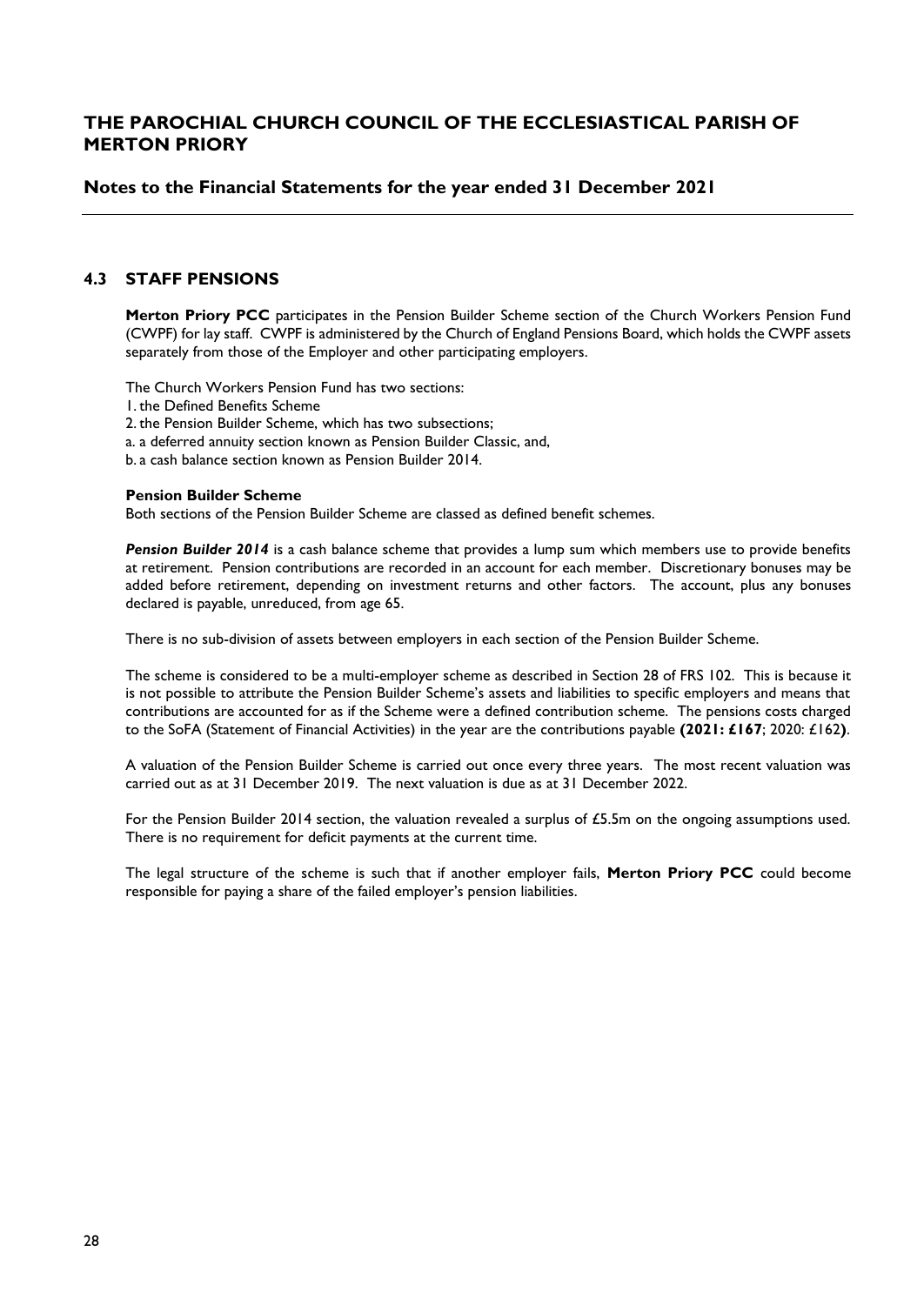# THE PAROCHIAL CHURCH COUNCIL OF THE ECCLESIASTICAL PARISH OF MERTON PRIORY

## Notes to the Financial Statements for the year ended 31 December 2021

### 4.3 STAFF PENSIONS

**Merton Priory PCC** participates in the Pension Builder Scheme section of the Church Workers Pension Fund (CWPF) for lay staff. CWPF is administered by the Church of England Pensions Board, which holds the CWPF assets separately from those of the Employer and other participating employers.

The Church Workers Pension Fund has two sections:
1. the Defined Benefits Scheme
2. the Pension Builder Scheme, which has two subsections;
a. a deferred annuity section known as Pension Builder Classic, and,
b. a cash balance section known as Pension Builder 2014.

**Pension Builder Scheme**
Both sections of the Pension Builder Scheme are classed as defined benefit schemes.

***Pension Builder 2014*** is a cash balance scheme that provides a lump sum which members use to provide benefits at retirement. Pension contributions are recorded in an account for each member. Discretionary bonuses may be added before retirement, depending on investment returns and other factors. The account, plus any bonuses declared is payable, unreduced, from age 65.

There is no sub-division of assets between employers in each section of the Pension Builder Scheme.

The scheme is considered to be a multi-employer scheme as described in Section 28 of FRS 102. This is because it is not possible to attribute the Pension Builder Scheme's assets and liabilities to specific employers and means that contributions are accounted for as if the Scheme were a defined contribution scheme. The pensions costs charged to the SoFA (Statement of Financial Activities) in the year are the contributions payable **(2021: £167**; 2020: £162**)**.

A valuation of the Pension Builder Scheme is carried out once every three years. The most recent valuation was carried out as at 31 December 2019. The next valuation is due as at 31 December 2022.

For the Pension Builder 2014 section, the valuation revealed a surplus of £5.5m on the ongoing assumptions used. There is no requirement for deficit payments at the current time.

The legal structure of the scheme is such that if another employer fails, **Merton Priory PCC** could become responsible for paying a share of the failed employer's pension liabilities.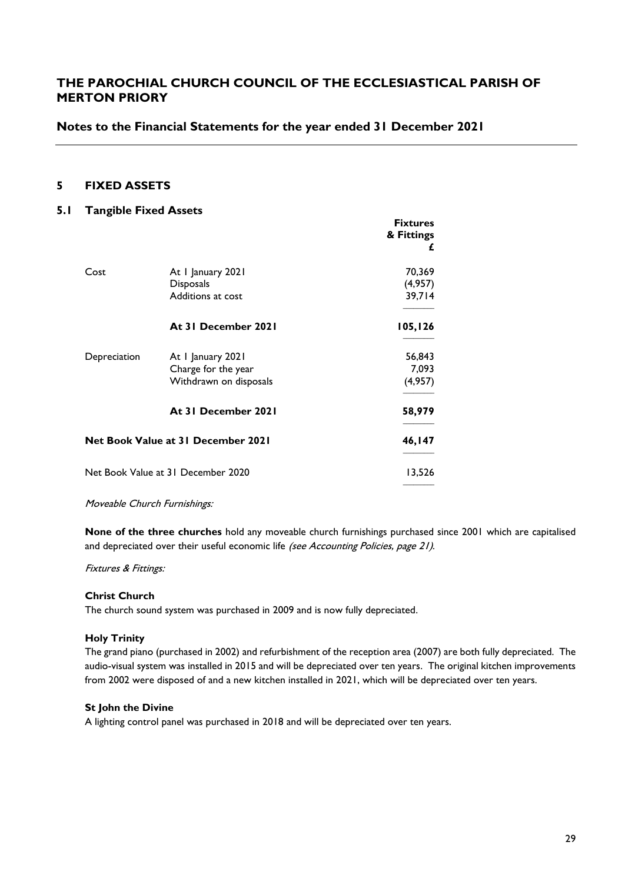# THE PAROCHIAL CHURCH COUNCIL OF THE ECCLESIASTICAL PARISH OF MERTON PRIORY

## Notes to the Financial Statements for the year ended 31 December 2021

## 5 FIXED ASSETS

### 5.1 Tangible Fixed Assets

| | | Fixtures & Fittings £ |
|---|---|---|
| Cost | At 1 January 2021 | 70,369 |
| | Disposals | (4,957) |
| | Additions at cost | 39,714 |
| | **At 31 December 2021** | **105,126** |
| Depreciation | At 1 January 2021 | 56,843 |
| | Charge for the year | 7,093 |
| | Withdrawn on disposals | (4,957) |
| | **At 31 December 2021** | **58,979** |
| **Net Book Value at 31 December 2021** | | **46,147** |
| Net Book Value at 31 December 2020 | | 13,526 |

*Moveable Church Furnishings:*

**None of the three churches** hold any moveable church furnishings purchased since 2001 which are capitalised and depreciated over their useful economic life *(see Accounting Policies, page 21).*

*Fixtures & Fittings:*

**Christ Church**

The church sound system was purchased in 2009 and is now fully depreciated.

**Holy Trinity**

The grand piano (purchased in 2002) and refurbishment of the reception area (2007) are both fully depreciated. The audio-visual system was installed in 2015 and will be depreciated over ten years. The original kitchen improvements from 2002 were disposed of and a new kitchen installed in 2021, which will be depreciated over ten years.

**St John the Divine**

A lighting control panel was purchased in 2018 and will be depreciated over ten years.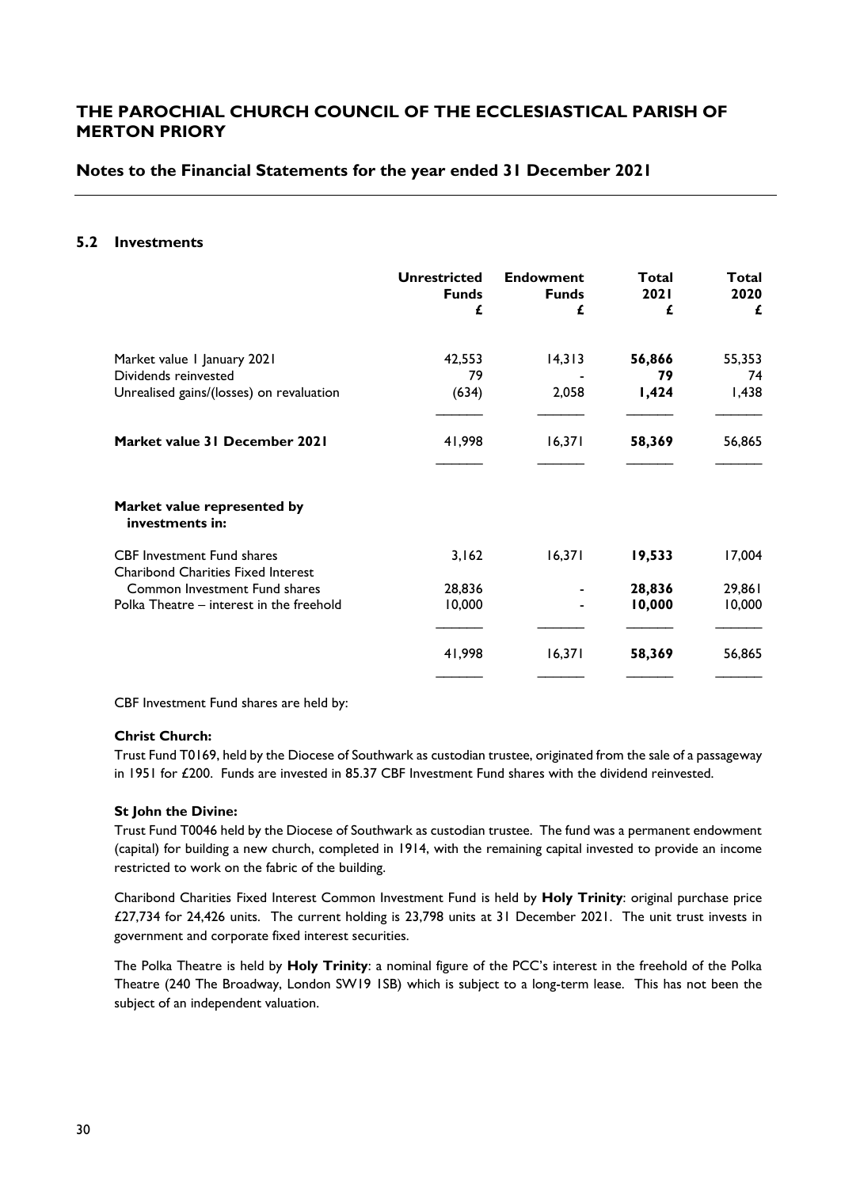# THE PAROCHIAL CHURCH COUNCIL OF THE ECCLESIASTICAL PARISH OF MERTON PRIORY

## Notes to the Financial Statements for the year ended 31 December 2021

### 5.2 Investments

| | Unrestricted Funds £ | Endowment Funds £ | Total 2021 £ | Total 2020 £ |
|---|---|---|---|---|
| Market value 1 January 2021 | 42,553 | 14,313 | **56,866** | 55,353 |
| Dividends reinvested | 79 | - | **79** | 74 |
| Unrealised gains/(losses) on revaluation | (634) | 2,058 | **1,424** | 1,438 |
| **Market value 31 December 2021** | 41,998 | 16,371 | **58,369** | 56,865 |
| **Market value represented by investments in:** | | | | |
| CBF Investment Fund shares | 3,162 | 16,371 | **19,533** | 17,004 |
| Charibond Charities Fixed Interest Common Investment Fund shares | 28,836 | - | **28,836** | 29,861 |
| Polka Theatre – interest in the freehold | 10,000 | - | **10,000** | 10,000 |
| | 41,998 | 16,371 | **58,369** | 56,865 |

CBF Investment Fund shares are held by:

**Christ Church:**

Trust Fund T0169, held by the Diocese of Southwark as custodian trustee, originated from the sale of a passageway in 1951 for £200. Funds are invested in 85.37 CBF Investment Fund shares with the dividend reinvested.

**St John the Divine:**

Trust Fund T0046 held by the Diocese of Southwark as custodian trustee. The fund was a permanent endowment (capital) for building a new church, completed in 1914, with the remaining capital invested to provide an income restricted to work on the fabric of the building.

Charibond Charities Fixed Interest Common Investment Fund is held by **Holy Trinity**: original purchase price £27,734 for 24,426 units. The current holding is 23,798 units at 31 December 2021. The unit trust invests in government and corporate fixed interest securities.

The Polka Theatre is held by **Holy Trinity**: a nominal figure of the PCC's interest in the freehold of the Polka Theatre (240 The Broadway, London SW19 1SB) which is subject to a long-term lease. This has not been the subject of an independent valuation.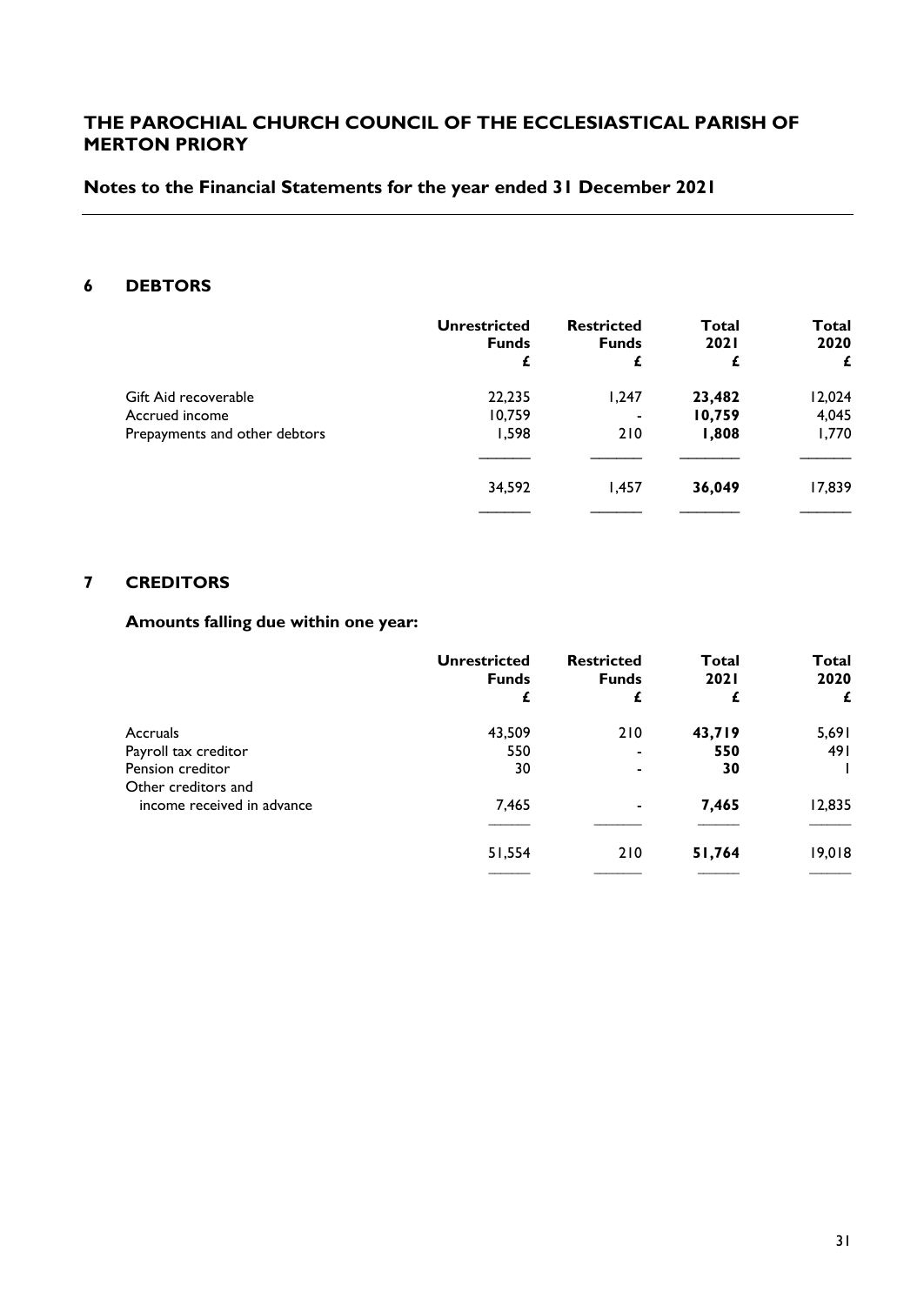# THE PAROCHIAL CHURCH COUNCIL OF THE ECCLESIASTICAL PARISH OF MERTON PRIORY

## Notes to the Financial Statements for the year ended 31 December 2021

### 6 DEBTORS

| | Unrestricted Funds £ | Restricted Funds £ | Total 2021 £ | Total 2020 £ |
|---|---|---|---|---|
| Gift Aid recoverable | 22,235 | 1,247 | **23,482** | 12,024 |
| Accrued income | 10,759 | - | **10,759** | 4,045 |
| Prepayments and other debtors | 1,598 | 210 | **1,808** | 1,770 |
| | 34,592 | 1,457 | **36,049** | 17,839 |

### 7 CREDITORS

**Amounts falling due within one year:**

| | Unrestricted Funds £ | Restricted Funds £ | Total 2021 £ | Total 2020 £ |
|---|---|---|---|---|
| Accruals | 43,509 | 210 | **43,719** | 5,691 |
| Payroll tax creditor | 550 | - | **550** | 491 |
| Pension creditor | 30 | - | **30** | 1 |
| Other creditors and income received in advance | 7,465 | - | **7,465** | 12,835 |
| | 51,554 | 210 | **51,764** | 19,018 |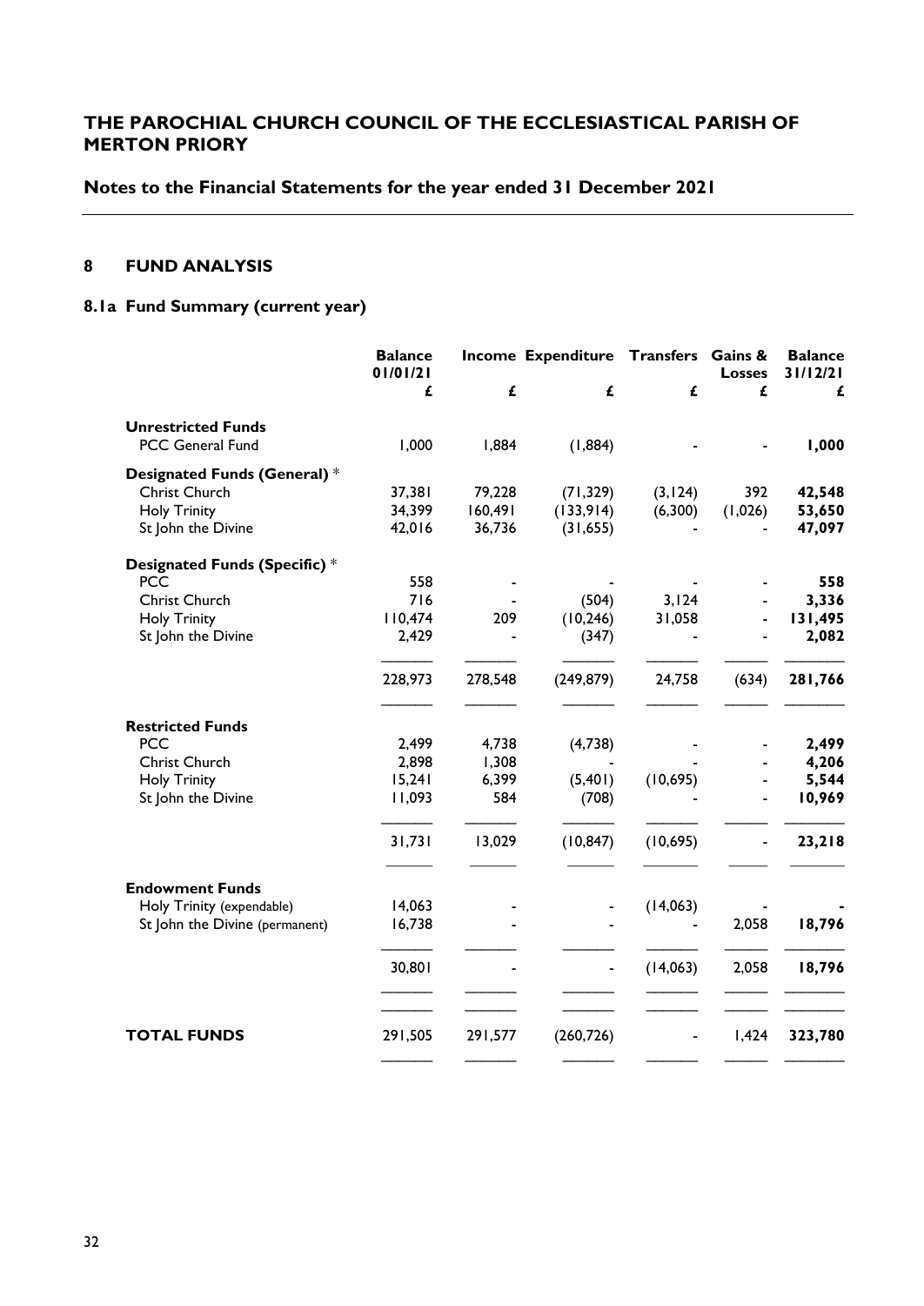# THE PAROCHIAL CHURCH COUNCIL OF THE ECCLESIASTICAL PARISH OF MERTON PRIORY

## Notes to the Financial Statements for the year ended 31 December 2021

### 8 FUND ANALYSIS

### 8.1a Fund Summary (current year)

| | Balance 01/01/21 | Income | Expenditure | Transfers | Gains & Losses | Balance 31/12/21 |
|---|---|---|---|---|---|---|
| | £ | £ | £ | £ | £ | £ |
| **Unrestricted Funds** | | | | | | |
| PCC General Fund | 1,000 | 1,884 | (1,884) | - | - | **1,000** |
| **Designated Funds (General)** * | | | | | | |
| Christ Church | 37,381 | 79,228 | (71,329) | (3,124) | 392 | **42,548** |
| Holy Trinity | 34,399 | 160,491 | (133,914) | (6,300) | (1,026) | **53,650** |
| St John the Divine | 42,016 | 36,736 | (31,655) | - | - | **47,097** |
| **Designated Funds (Specific)** * | | | | | | |
| PCC | 558 | - | - | - | - | **558** |
| Christ Church | 716 | - | (504) | 3,124 | - | **3,336** |
| Holy Trinity | 110,474 | 209 | (10,246) | 31,058 | - | **131,495** |
| St John the Divine | 2,429 | - | (347) | - | - | **2,082** |
| | 228,973 | 278,548 | (249,879) | 24,758 | (634) | **281,766** |
| **Restricted Funds** | | | | | | |
| PCC | 2,499 | 4,738 | (4,738) | - | - | **2,499** |
| Christ Church | 2,898 | 1,308 | - | - | - | **4,206** |
| Holy Trinity | 15,241 | 6,399 | (5,401) | (10,695) | - | **5,544** |
| St John the Divine | 11,093 | 584 | (708) | - | - | **10,969** |
| | 31,731 | 13,029 | (10,847) | (10,695) | - | **23,218** |
| **Endowment Funds** | | | | | | |
| Holy Trinity (expendable) | 14,063 | - | - | (14,063) | - | **-** |
| St John the Divine (permanent) | 16,738 | - | - | - | 2,058 | **18,796** |
| | 30,801 | - | - | (14,063) | 2,058 | **18,796** |
| **TOTAL FUNDS** | 291,505 | 291,577 | (260,726) | - | 1,424 | **323,780** |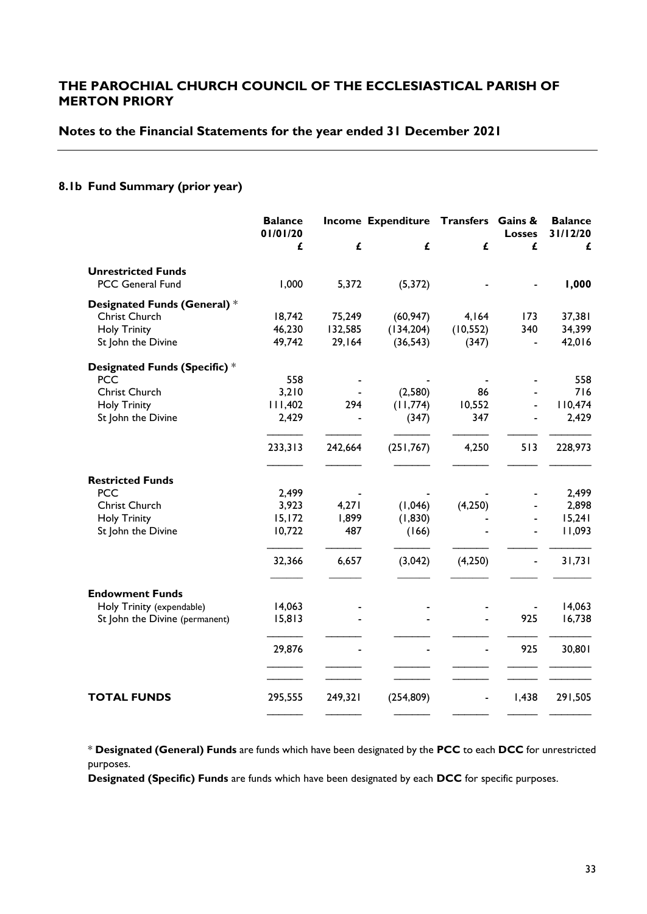# THE PAROCHIAL CHURCH COUNCIL OF THE ECCLESIASTICAL PARISH OF MERTON PRIORY

## Notes to the Financial Statements for the year ended 31 December 2021

### 8.1b Fund Summary (prior year)

| | Balance 01/01/20 | Income | Expenditure | Transfers | Gains & Losses | Balance 31/12/20 |
|---|---|---|---|---|---|---|
| | £ | £ | £ | £ | £ | £ |
| **Unrestricted Funds** | | | | | | |
| PCC General Fund | 1,000 | 5,372 | (5,372) | - | - | **1,000** |
| **Designated Funds (General)** * | | | | | | |
| Christ Church | 18,742 | 75,249 | (60,947) | 4,164 | 173 | 37,381 |
| Holy Trinity | 46,230 | 132,585 | (134,204) | (10,552) | 340 | 34,399 |
| St John the Divine | 49,742 | 29,164 | (36,543) | (347) | - | 42,016 |
| **Designated Funds (Specific)** * | | | | | | |
| PCC | 558 | - | - | - | - | 558 |
| Christ Church | 3,210 | - | (2,580) | 86 | - | 716 |
| Holy Trinity | 111,402 | 294 | (11,774) | 10,552 | - | 110,474 |
| St John the Divine | 2,429 | - | (347) | 347 | - | 2,429 |
| | 233,313 | 242,664 | (251,767) | 4,250 | 513 | 228,973 |
| **Restricted Funds** | | | | | | |
| PCC | 2,499 | - | - | - | - | 2,499 |
| Christ Church | 3,923 | 4,271 | (1,046) | (4,250) | - | 2,898 |
| Holy Trinity | 15,172 | 1,899 | (1,830) | - | - | 15,241 |
| St John the Divine | 10,722 | 487 | (166) | - | - | 11,093 |
| | 32,366 | 6,657 | (3,042) | (4,250) | - | 31,731 |
| **Endowment Funds** | | | | | | |
| Holy Trinity (expendable) | 14,063 | - | - | - | - | 14,063 |
| St John the Divine (permanent) | 15,813 | - | - | - | 925 | 16,738 |
| | 29,876 | - | - | - | 925 | 30,801 |
| **TOTAL FUNDS** | 295,555 | 249,321 | (254,809) | - | 1,438 | 291,505 |

* **Designated (General) Funds** are funds which have been designated by the **PCC** to each **DCC** for unrestricted purposes.

**Designated (Specific) Funds** are funds which have been designated by each **DCC** for specific purposes.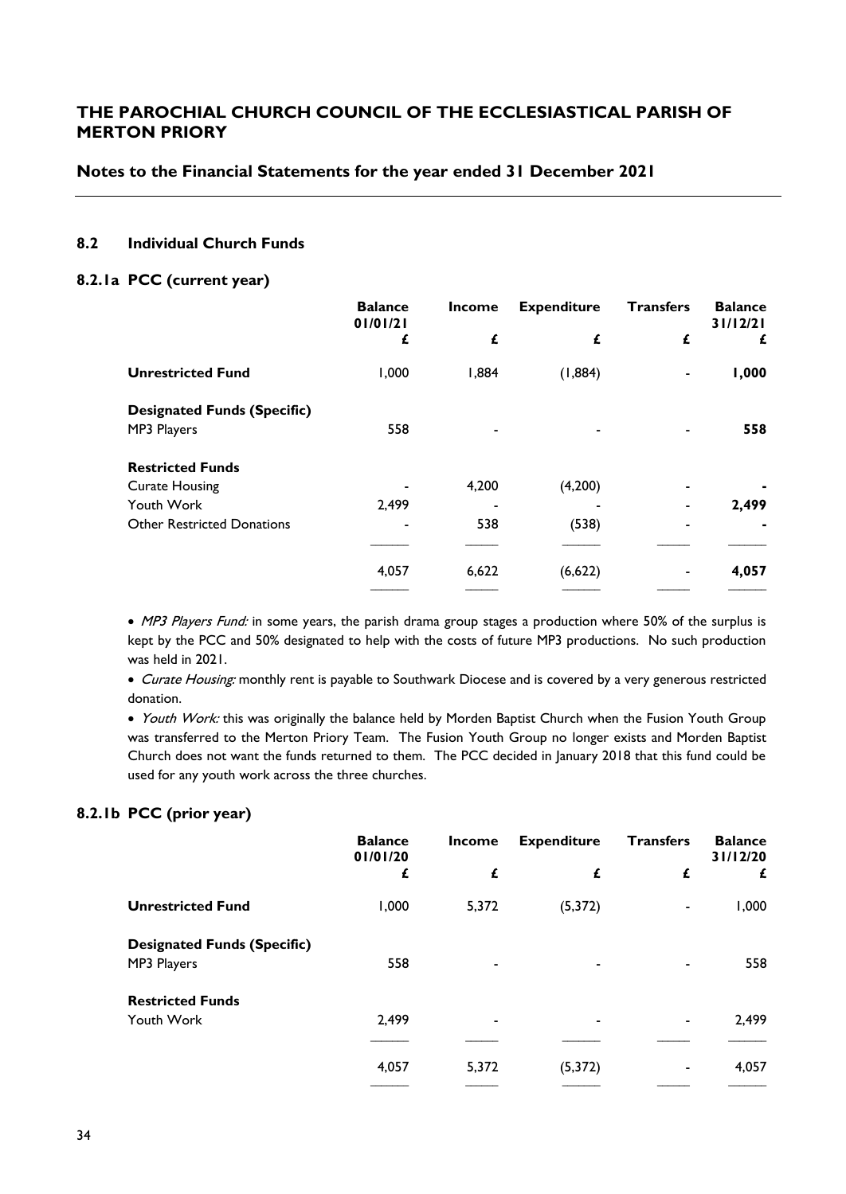# THE PAROCHIAL CHURCH COUNCIL OF THE ECCLESIASTICAL PARISH OF MERTON PRIORY

## Notes to the Financial Statements for the year ended 31 December 2021

### 8.2 Individual Church Funds

#### 8.2.1a PCC (current year)

| | Balance 01/01/21 | Income | Expenditure | Transfers | Balance 31/12/21 |
|---|---|---|---|---|---|
| | £ | £ | £ | £ | £ |
| **Unrestricted Fund** | 1,000 | 1,884 | (1,884) | - | **1,000** |
| **Designated Funds (Specific)** | | | | | |
| MP3 Players | 558 | - | - | - | **558** |
| **Restricted Funds** | | | | | |
| Curate Housing | - | 4,200 | (4,200) | - | **-** |
| Youth Work | 2,499 | - | - | - | **2,499** |
| Other Restricted Donations | - | 538 | (538) | - | **-** |
| | 4,057 | 6,622 | (6,622) | - | **4,057** |

- *MP3 Players Fund:* in some years, the parish drama group stages a production where 50% of the surplus is kept by the PCC and 50% designated to help with the costs of future MP3 productions. No such production was held in 2021.
- *Curate Housing:* monthly rent is payable to Southwark Diocese and is covered by a very generous restricted donation.
- *Youth Work:* this was originally the balance held by Morden Baptist Church when the Fusion Youth Group was transferred to the Merton Priory Team. The Fusion Youth Group no longer exists and Morden Baptist Church does not want the funds returned to them. The PCC decided in January 2018 that this fund could be used for any youth work across the three churches.

#### 8.2.1b PCC (prior year)

| | Balance 01/01/20 | Income | Expenditure | Transfers | Balance 31/12/20 |
|---|---|---|---|---|---|
| | £ | £ | £ | £ | £ |
| **Unrestricted Fund** | 1,000 | 5,372 | (5,372) | - | 1,000 |
| **Designated Funds (Specific)** | | | | | |
| MP3 Players | 558 | - | - | - | 558 |
| **Restricted Funds** | | | | | |
| Youth Work | 2,499 | - | - | - | 2,499 |
| | 4,057 | 5,372 | (5,372) | - | 4,057 |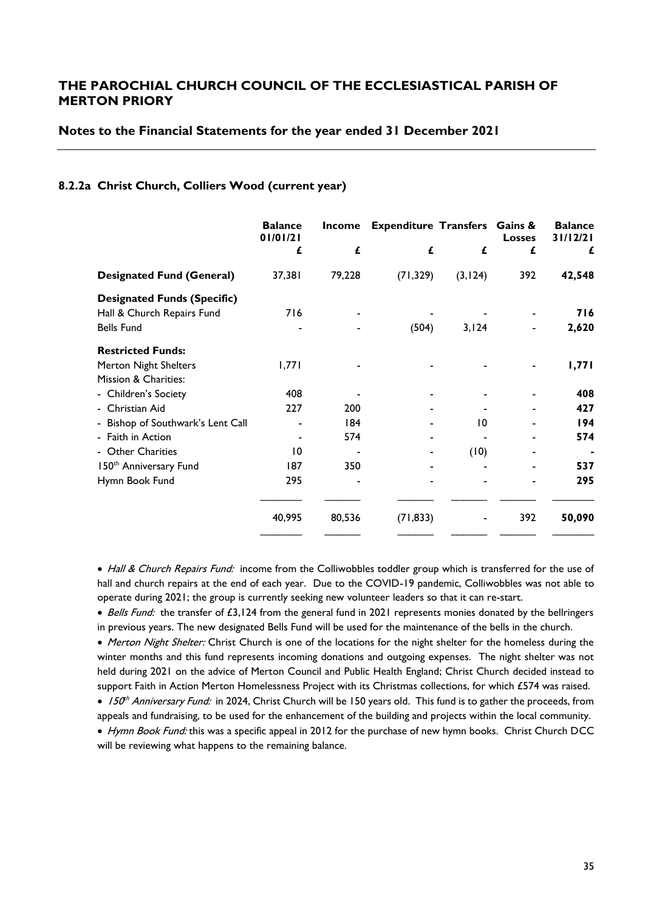# THE PAROCHIAL CHURCH COUNCIL OF THE ECCLESIASTICAL PARISH OF MERTON PRIORY

## Notes to the Financial Statements for the year ended 31 December 2021

### 8.2.2a Christ Church, Colliers Wood (current year)

| | Balance 01/01/21 | Income | Expenditure | Transfers | Gains & Losses | Balance 31/12/21 |
|---|---|---|---|---|---|---|
| | £ | £ | £ | £ | £ | £ |
| **Designated Fund (General)** | 37,381 | 79,228 | (71,329) | (3,124) | 392 | **42,548** |
| **Designated Funds (Specific)** | | | | | | |
| Hall & Church Repairs Fund | 716 | - | - | - | - | **716** |
| Bells Fund | - | - | (504) | 3,124 | - | **2,620** |
| **Restricted Funds:** | | | | | | |
| Merton Night Shelters | 1,771 | - | - | - | - | **1,771** |
| Mission & Charities: | | | | | | |
| - Children's Society | 408 | - | - | - | - | **408** |
| - Christian Aid | 227 | 200 | - | - | - | **427** |
| - Bishop of Southwark's Lent Call | - | 184 | - | 10 | - | **194** |
| - Faith in Action | - | 574 | - | - | - | **574** |
| - Other Charities | 10 | - | - | (10) | - | **-** |
| 150th Anniversary Fund | 187 | 350 | - | - | - | **537** |
| Hymn Book Fund | 295 | - | - | - | - | **295** |
| | 40,995 | 80,536 | (71,833) | - | 392 | **50,090** |

- *Hall & Church Repairs Fund:* income from the Colliwobbles toddler group which is transferred for the use of hall and church repairs at the end of each year. Due to the COVID-19 pandemic, Colliwobbles was not able to operate during 2021; the group is currently seeking new volunteer leaders so that it can re-start.
- *Bells Fund:* the transfer of £3,124 from the general fund in 2021 represents monies donated by the bellringers in previous years. The new designated Bells Fund will be used for the maintenance of the bells in the church.
- *Merton Night Shelter:* Christ Church is one of the locations for the night shelter for the homeless during the winter months and this fund represents incoming donations and outgoing expenses. The night shelter was not held during 2021 on the advice of Merton Council and Public Health England; Christ Church decided instead to support Faith in Action Merton Homelessness Project with its Christmas collections, for which £574 was raised.
- *150th Anniversary Fund:* in 2024, Christ Church will be 150 years old. This fund is to gather the proceeds, from appeals and fundraising, to be used for the enhancement of the building and projects within the local community.
- *Hymn Book Fund:* this was a specific appeal in 2012 for the purchase of new hymn books. Christ Church DCC will be reviewing what happens to the remaining balance.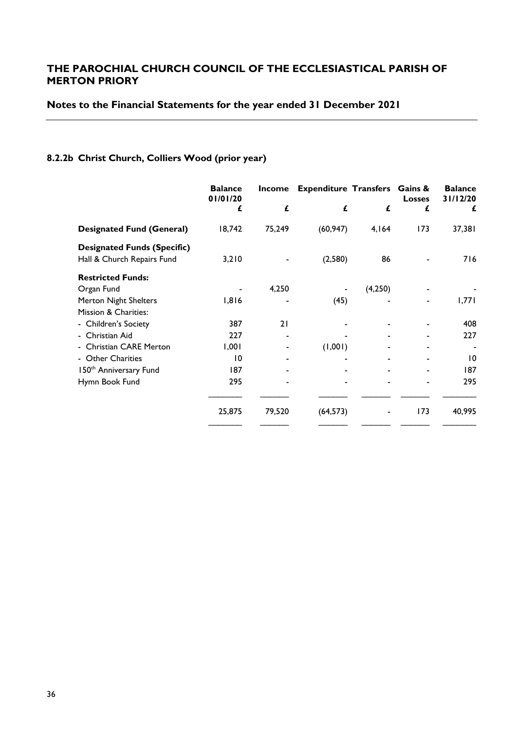# THE PAROCHIAL CHURCH COUNCIL OF THE ECCLESIASTICAL PARISH OF MERTON PRIORY

## Notes to the Financial Statements for the year ended 31 December 2021

### 8.2.2b Christ Church, Colliers Wood (prior year)

| | Balance 01/01/20 | Income | Expenditure | Transfers | Gains & Losses | Balance 31/12/20 |
|---|---|---|---|---|---|---|
| | £ | £ | £ | £ | £ | £ |
| **Designated Fund (General)** | 18,742 | 75,249 | (60,947) | 4,164 | 173 | 37,381 |
| **Designated Funds (Specific)** | | | | | | |
| Hall & Church Repairs Fund | 3,210 | - | (2,580) | 86 | - | 716 |
| **Restricted Funds:** | | | | | | |
| Organ Fund | - | 4,250 | - | (4,250) | - | - |
| Merton Night Shelters | 1,816 | - | (45) | - | - | 1,771 |
| Mission & Charities: | | | | | | |
| - Children's Society | 387 | 21 | - | - | - | 408 |
| - Christian Aid | 227 | - | - | - | - | 227 |
| - Christian CARE Merton | 1,001 | - | (1,001) | - | - | - |
| - Other Charities | 10 | - | - | - | - | 10 |
| 150th Anniversary Fund | 187 | - | - | - | - | 187 |
| Hymn Book Fund | 295 | - | - | - | - | 295 |
| | 25,875 | 79,520 | (64,573) | - | 173 | 40,995 |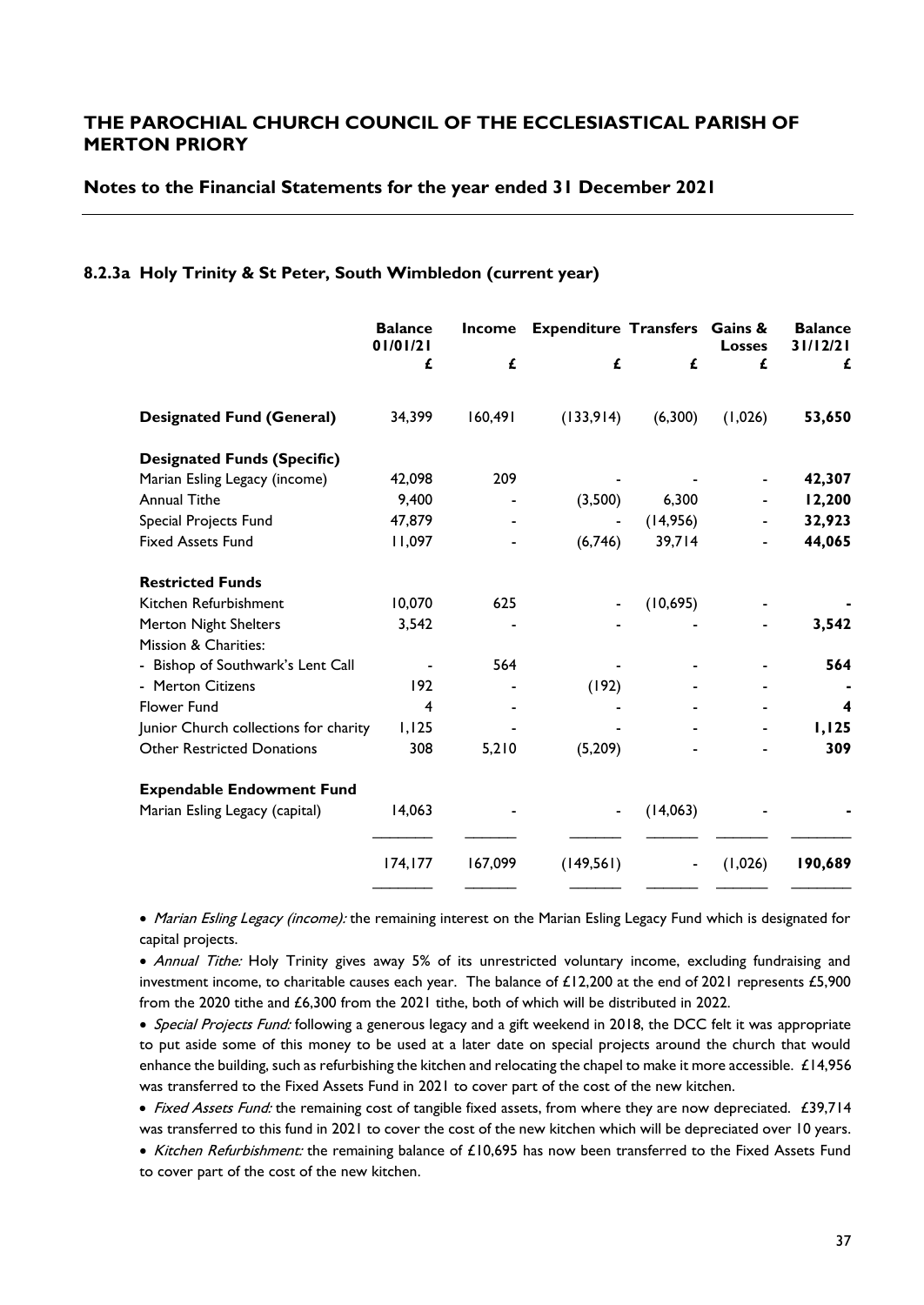# THE PAROCHIAL CHURCH COUNCIL OF THE ECCLESIASTICAL PARISH OF MERTON PRIORY

## Notes to the Financial Statements for the year ended 31 December 2021

### 8.2.3a Holy Trinity & St Peter, South Wimbledon (current year)

| | Balance 01/01/21 | Income | Expenditure | Transfers | Gains & Losses | Balance 31/12/21 |
|---|---|---|---|---|---|---|
| | £ | £ | £ | £ | £ | £ |
| **Designated Fund (General)** | 34,399 | 160,491 | (133,914) | (6,300) | (1,026) | **53,650** |
| **Designated Funds (Specific)** | | | | | | |
| Marian Esling Legacy (income) | 42,098 | 209 | - | - | - | **42,307** |
| Annual Tithe | 9,400 | - | (3,500) | 6,300 | - | **12,200** |
| Special Projects Fund | 47,879 | - | - | (14,956) | - | **32,923** |
| Fixed Assets Fund | 11,097 | - | (6,746) | 39,714 | - | **44,065** |
| **Restricted Funds** | | | | | | |
| Kitchen Refurbishment | 10,070 | 625 | - | (10,695) | - | **-** |
| Merton Night Shelters | 3,542 | - | - | - | - | **3,542** |
| Mission & Charities: | | | | | | |
| - Bishop of Southwark's Lent Call | - | 564 | - | - | - | **564** |
| - Merton Citizens | 192 | - | (192) | - | - | **-** |
| Flower Fund | 4 | - | - | - | - | **4** |
| Junior Church collections for charity | 1,125 | - | - | - | - | **1,125** |
| Other Restricted Donations | 308 | 5,210 | (5,209) | - | - | **309** |
| **Expendable Endowment Fund** | | | | | | |
| Marian Esling Legacy (capital) | 14,063 | - | - | (14,063) | - | **-** |
| | 174,177 | 167,099 | (149,561) | - | (1,026) | **190,689** |

- *Marian Esling Legacy (income):* the remaining interest on the Marian Esling Legacy Fund which is designated for capital projects.
- *Annual Tithe:* Holy Trinity gives away 5% of its unrestricted voluntary income, excluding fundraising and investment income, to charitable causes each year. The balance of £12,200 at the end of 2021 represents £5,900 from the 2020 tithe and £6,300 from the 2021 tithe, both of which will be distributed in 2022.
- *Special Projects Fund:* following a generous legacy and a gift weekend in 2018, the DCC felt it was appropriate to put aside some of this money to be used at a later date on special projects around the church that would enhance the building, such as refurbishing the kitchen and relocating the chapel to make it more accessible. £14,956 was transferred to the Fixed Assets Fund in 2021 to cover part of the cost of the new kitchen.
- *Fixed Assets Fund:* the remaining cost of tangible fixed assets, from where they are now depreciated. £39,714 was transferred to this fund in 2021 to cover the cost of the new kitchen which will be depreciated over 10 years.
- *Kitchen Refurbishment:* the remaining balance of £10,695 has now been transferred to the Fixed Assets Fund to cover part of the cost of the new kitchen.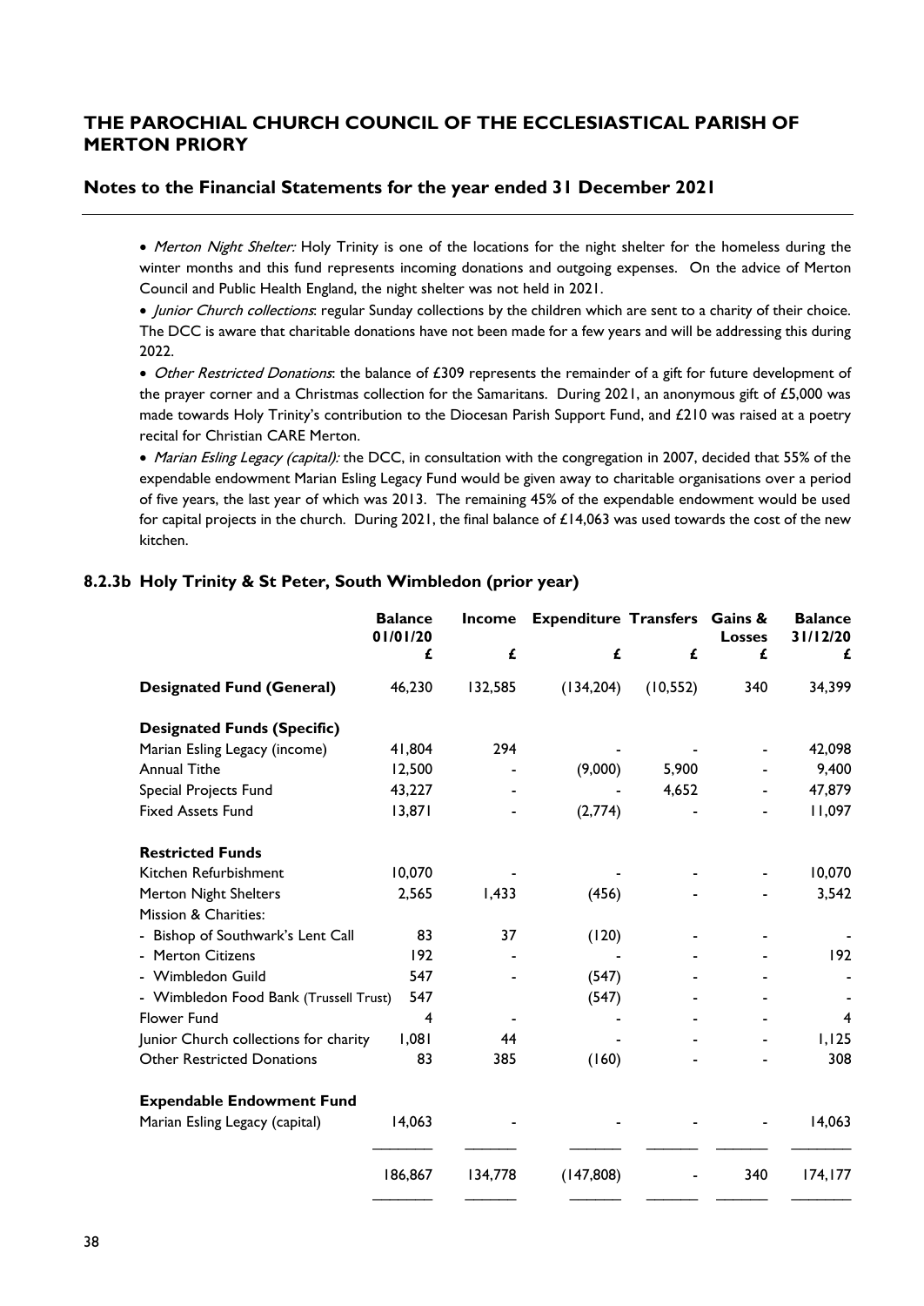# THE PAROCHIAL CHURCH COUNCIL OF THE ECCLESIASTICAL PARISH OF MERTON PRIORY

## Notes to the Financial Statements for the year ended 31 December 2021

- *Merton Night Shelter:* Holy Trinity is one of the locations for the night shelter for the homeless during the winter months and this fund represents incoming donations and outgoing expenses. On the advice of Merton Council and Public Health England, the night shelter was not held in 2021.
- *Junior Church collections*: regular Sunday collections by the children which are sent to a charity of their choice. The DCC is aware that charitable donations have not been made for a few years and will be addressing this during 2022.
- *Other Restricted Donations*: the balance of £309 represents the remainder of a gift for future development of the prayer corner and a Christmas collection for the Samaritans. During 2021, an anonymous gift of £5,000 was made towards Holy Trinity's contribution to the Diocesan Parish Support Fund, and £210 was raised at a poetry recital for Christian CARE Merton.
- *Marian Esling Legacy (capital):* the DCC, in consultation with the congregation in 2007, decided that 55% of the expendable endowment Marian Esling Legacy Fund would be given away to charitable organisations over a period of five years, the last year of which was 2013. The remaining 45% of the expendable endowment would be used for capital projects in the church. During 2021, the final balance of £14,063 was used towards the cost of the new kitchen.

### 8.2.3b Holy Trinity & St Peter, South Wimbledon (prior year)

| | Balance 01/01/20 £ | Income £ | Expenditure £ | Transfers £ | Gains & Losses £ | Balance 31/12/20 £ |
|---|---|---|---|---|---|---|
| **Designated Fund (General)** | 46,230 | 132,585 | (134,204) | (10,552) | 340 | 34,399 |
| **Designated Funds (Specific)** | | | | | | |
| Marian Esling Legacy (income) | 41,804 | 294 | - | - | - | 42,098 |
| Annual Tithe | 12,500 | - | (9,000) | 5,900 | - | 9,400 |
| Special Projects Fund | 43,227 | - | - | 4,652 | - | 47,879 |
| Fixed Assets Fund | 13,871 | - | (2,774) | - | - | 11,097 |
| **Restricted Funds** | | | | | | |
| Kitchen Refurbishment | 10,070 | - | - | - | - | 10,070 |
| Merton Night Shelters | 2,565 | 1,433 | (456) | - | - | 3,542 |
| Mission & Charities: | | | | | | |
| - Bishop of Southwark's Lent Call | 83 | 37 | (120) | - | - | - |
| - Merton Citizens | 192 | - | - | - | - | 192 |
| - Wimbledon Guild | 547 | - | (547) | - | - | - |
| - Wimbledon Food Bank (Trussell Trust) | 547 | | (547) | - | - | - |
| Flower Fund | 4 | - | - | - | - | 4 |
| Junior Church collections for charity | 1,081 | 44 | - | - | - | 1,125 |
| Other Restricted Donations | 83 | 385 | (160) | - | - | 308 |
| **Expendable Endowment Fund** | | | | | | |
| Marian Esling Legacy (capital) | 14,063 | - | - | - | - | 14,063 |
| | 186,867 | 134,778 | (147,808) | - | 340 | 174,177 |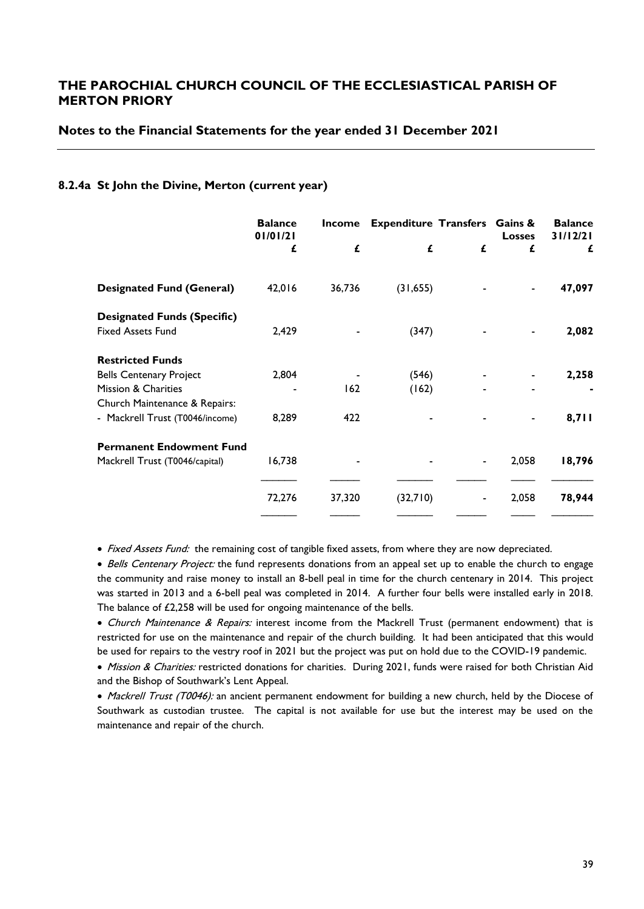## THE PAROCHIAL CHURCH COUNCIL OF THE ECCLESIASTICAL PARISH OF MERTON PRIORY

### Notes to the Financial Statements for the year ended 31 December 2021

#### 8.2.4a St John the Divine, Merton (current year)

| | Balance 01/01/21 | Income | Expenditure | Transfers | Gains & Losses | Balance 31/12/21 |
|---|---|---|---|---|---|---|
| | £ | £ | £ | £ | £ | £ |
| **Designated Fund (General)** | 42,016 | 36,736 | (31,655) | - | - | **47,097** |
| **Designated Funds (Specific)** | | | | | | |
| Fixed Assets Fund | 2,429 | - | (347) | - | - | **2,082** |
| **Restricted Funds** | | | | | | |
| Bells Centenary Project | 2,804 | - | (546) | - | - | **2,258** |
| Mission & Charities | - | 162 | (162) | - | - | **-** |
| Church Maintenance & Repairs: | | | | | | |
| - Mackrell Trust (T0046/income) | 8,289 | 422 | - | - | - | **8,711** |
| **Permanent Endowment Fund** | | | | | | |
| Mackrell Trust (T0046/capital) | 16,738 | - | - | - | 2,058 | **18,796** |
| | 72,276 | 37,320 | (32,710) | - | 2,058 | **78,944** |

- *Fixed Assets Fund:* the remaining cost of tangible fixed assets, from where they are now depreciated.
- *Bells Centenary Project:* the fund represents donations from an appeal set up to enable the church to engage the community and raise money to install an 8-bell peal in time for the church centenary in 2014. This project was started in 2013 and a 6-bell peal was completed in 2014. A further four bells were installed early in 2018. The balance of £2,258 will be used for ongoing maintenance of the bells.
- *Church Maintenance & Repairs:* interest income from the Mackrell Trust (permanent endowment) that is restricted for use on the maintenance and repair of the church building. It had been anticipated that this would be used for repairs to the vestry roof in 2021 but the project was put on hold due to the COVID-19 pandemic.
- *Mission & Charities:* restricted donations for charities. During 2021, funds were raised for both Christian Aid and the Bishop of Southwark's Lent Appeal.
- *Mackrell Trust (T0046):* an ancient permanent endowment for building a new church, held by the Diocese of Southwark as custodian trustee. The capital is not available for use but the interest may be used on the maintenance and repair of the church.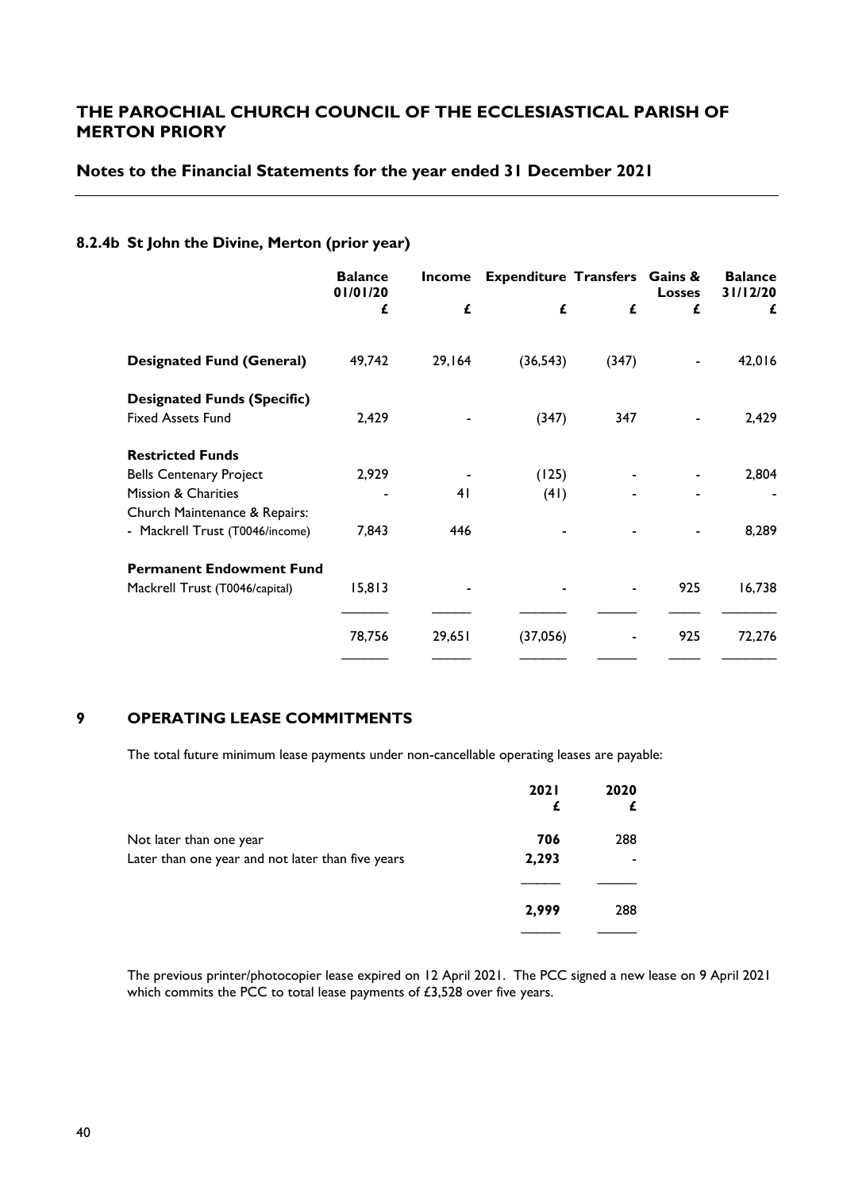## THE PAROCHIAL CHURCH COUNCIL OF THE ECCLESIASTICAL PARISH OF MERTON PRIORY

### Notes to the Financial Statements for the year ended 31 December 2021

#### 8.2.4b St John the Divine, Merton (prior year)

| | Balance 01/01/20 £ | Income £ | Expenditure £ | Transfers £ | Gains & Losses £ | Balance 31/12/20 £ |
|---|---|---|---|---|---|---|
| **Designated Fund (General)** | 49,742 | 29,164 | (36,543) | (347) | - | 42,016 |
| **Designated Funds (Specific)** | | | | | | |
| Fixed Assets Fund | 2,429 | - | (347) | 347 | - | 2,429 |
| **Restricted Funds** | | | | | | |
| Bells Centenary Project | 2,929 | - | (125) | - | - | 2,804 |
| Mission & Charities | - | 41 | (41) | - | - | - |
| Church Maintenance & Repairs: | | | | | | |
| - Mackrell Trust (T0046/income) | 7,843 | 446 | - | - | - | 8,289 |
| **Permanent Endowment Fund** | | | | | | |
| Mackrell Trust (T0046/capital) | 15,813 | - | - | - | 925 | 16,738 |
| | 78,756 | 29,651 | (37,056) | - | 925 | 72,276 |

## 9 OPERATING LEASE COMMITMENTS

The total future minimum lease payments under non-cancellable operating leases are payable:

| | 2021 £ | 2020 £ |
|---|---|---|
| Not later than one year | **706** | 288 |
| Later than one year and not later than five years | **2,293** | - |
| | **2,999** | 288 |

The previous printer/photocopier lease expired on 12 April 2021. The PCC signed a new lease on 9 April 2021 which commits the PCC to total lease payments of £3,528 over five years.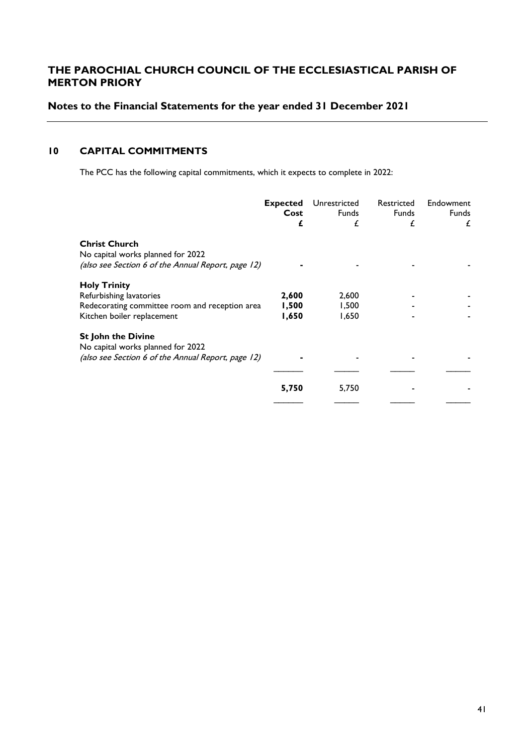# THE PAROCHIAL CHURCH COUNCIL OF THE ECCLESIASTICAL PARISH OF MERTON PRIORY

## Notes to the Financial Statements for the year ended 31 December 2021

### 10 CAPITAL COMMITMENTS

The PCC has the following capital commitments, which it expects to complete in 2022:

| | **Expected Cost £** | Unrestricted Funds £ | Restricted Funds £ | Endowment Funds £ |
|---|---|---|---|---|
| **Christ Church** | | | | |
| No capital works planned for 2022 | | | | |
| *(also see Section 6 of the Annual Report, page 12)* | **-** | - | - | - |
| **Holy Trinity** | | | | |
| Refurbishing lavatories | **2,600** | 2,600 | - | - |
| Redecorating committee room and reception area | **1,500** | 1,500 | - | - |
| Kitchen boiler replacement | **1,650** | 1,650 | - | - |
| **St John the Divine** | | | | |
| No capital works planned for 2022 | | | | |
| *(also see Section 6 of the Annual Report, page 12)* | **-** | - | - | - |
| | **5,750** | 5,750 | - | - |